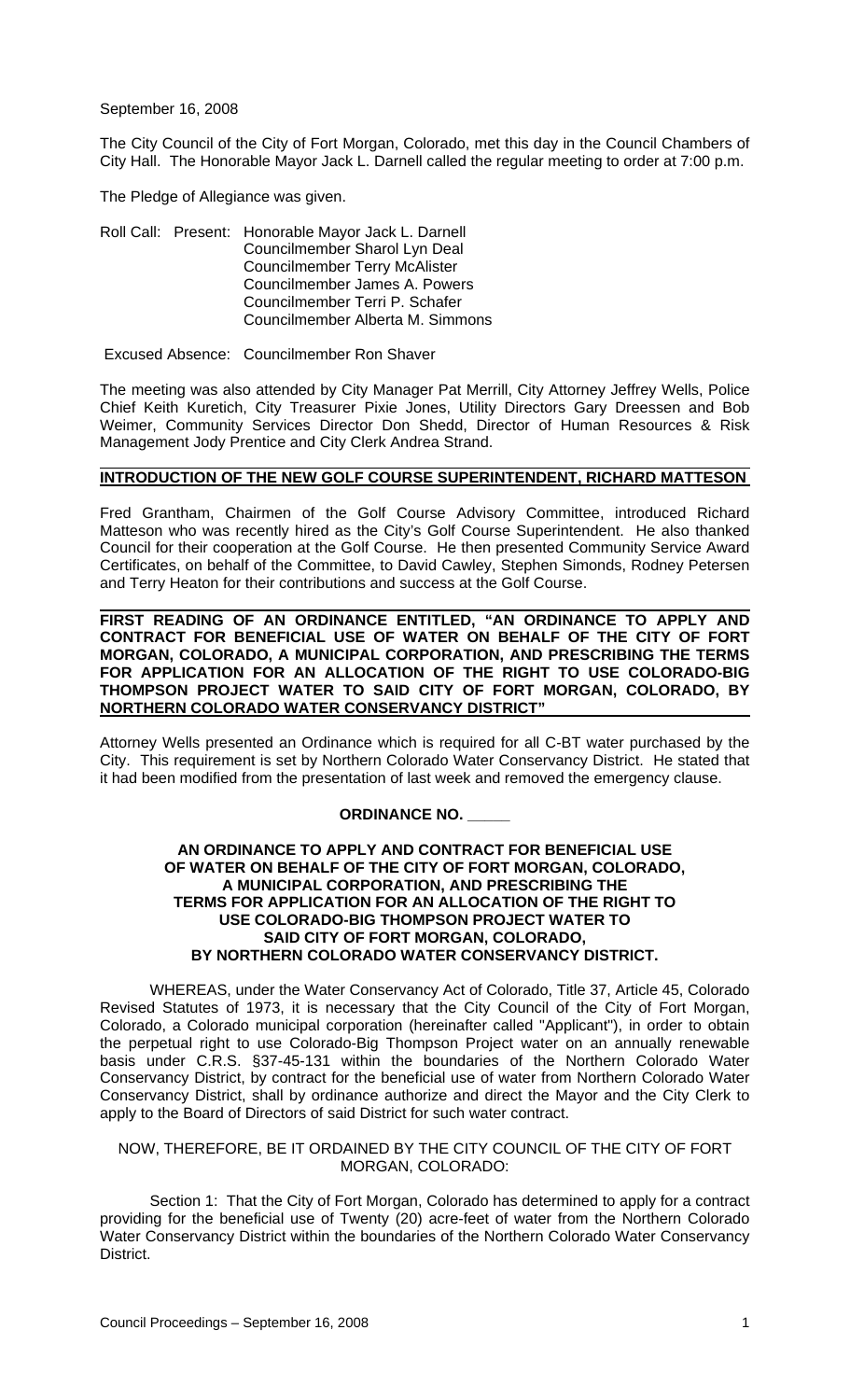September 16, 2008

The City Council of the City of Fort Morgan, Colorado, met this day in the Council Chambers of City Hall. The Honorable Mayor Jack L. Darnell called the regular meeting to order at 7:00 p.m.

The Pledge of Allegiance was given.

Roll Call: Present: Honorable Mayor Jack L. Darnell
Councilmember Sharol Lyn Deal
Councilmember Terry McAlister
Councilmember James A. Powers
Councilmember Terri P. Schafer
Councilmember Alberta M. Simmons

Excused Absence: Councilmember Ron Shaver

The meeting was also attended by City Manager Pat Merrill, City Attorney Jeffrey Wells, Police Chief Keith Kuretich, City Treasurer Pixie Jones, Utility Directors Gary Dreessen and Bob Weimer, Community Services Director Don Shedd, Director of Human Resources & Risk Management Jody Prentice and City Clerk Andrea Strand.

**INTRODUCTION OF THE NEW GOLF COURSE SUPERINTENDENT, RICHARD MATTESON**

Fred Grantham, Chairmen of the Golf Course Advisory Committee, introduced Richard Matteson who was recently hired as the City's Golf Course Superintendent. He also thanked Council for their cooperation at the Golf Course. He then presented Community Service Award Certificates, on behalf of the Committee, to David Cawley, Stephen Simonds, Rodney Petersen and Terry Heaton for their contributions and success at the Golf Course.

**FIRST READING OF AN ORDINANCE ENTITLED, "AN ORDINANCE TO APPLY AND CONTRACT FOR BENEFICIAL USE OF WATER ON BEHALF OF THE CITY OF FORT MORGAN, COLORADO, A MUNICIPAL CORPORATION, AND PRESCRIBING THE TERMS FOR APPLICATION FOR AN ALLOCATION OF THE RIGHT TO USE COLORADO-BIG THOMPSON PROJECT WATER TO SAID CITY OF FORT MORGAN, COLORADO, BY NORTHERN COLORADO WATER CONSERVANCY DISTRICT"**

Attorney Wells presented an Ordinance which is required for all C-BT water purchased by the City. This requirement is set by Northern Colorado Water Conservancy District. He stated that it had been modified from the presentation of last week and removed the emergency clause.

**ORDINANCE NO. _____**

**AN ORDINANCE TO APPLY AND CONTRACT FOR BENEFICIAL USE OF WATER ON BEHALF OF THE CITY OF FORT MORGAN, COLORADO, A MUNICIPAL CORPORATION, AND PRESCRIBING THE TERMS FOR APPLICATION FOR AN ALLOCATION OF THE RIGHT TO USE COLORADO-BIG THOMPSON PROJECT WATER TO SAID CITY OF FORT MORGAN, COLORADO, BY NORTHERN COLORADO WATER CONSERVANCY DISTRICT.**

WHEREAS, under the Water Conservancy Act of Colorado, Title 37, Article 45, Colorado Revised Statutes of 1973, it is necessary that the City Council of the City of Fort Morgan, Colorado, a Colorado municipal corporation (hereinafter called "Applicant"), in order to obtain the perpetual right to use Colorado-Big Thompson Project water on an annually renewable basis under C.R.S. §37-45-131 within the boundaries of the Northern Colorado Water Conservancy District, by contract for the beneficial use of water from Northern Colorado Water Conservancy District, shall by ordinance authorize and direct the Mayor and the City Clerk to apply to the Board of Directors of said District for such water contract.

NOW, THEREFORE, BE IT ORDAINED BY THE CITY COUNCIL OF THE CITY OF FORT MORGAN, COLORADO:

Section 1: That the City of Fort Morgan, Colorado has determined to apply for a contract providing for the beneficial use of Twenty (20) acre-feet of water from the Northern Colorado Water Conservancy District within the boundaries of the Northern Colorado Water Conservancy District.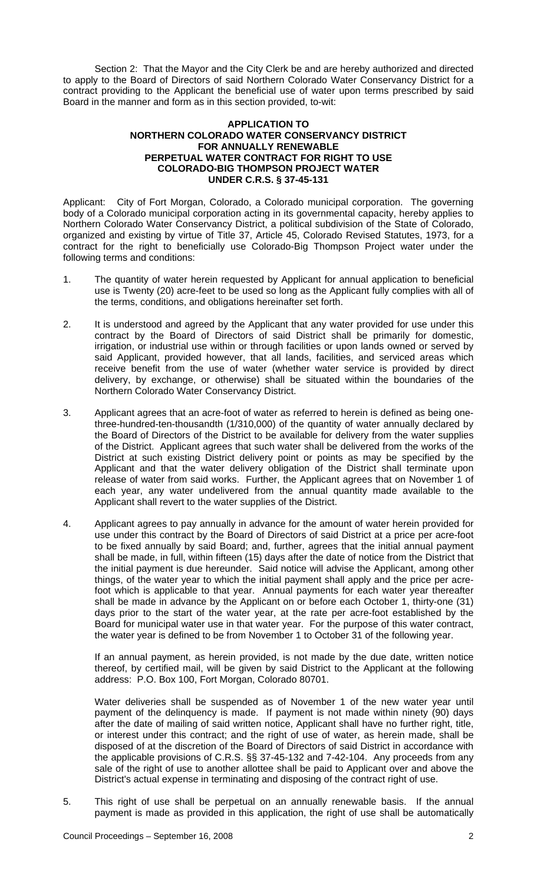Section 2: That the Mayor and the City Clerk be and are hereby authorized and directed to apply to the Board of Directors of said Northern Colorado Water Conservancy District for a contract providing to the Applicant the beneficial use of water upon terms prescribed by said Board in the manner and form as in this section provided, to-wit:

**APPLICATION TO**
**NORTHERN COLORADO WATER CONSERVANCY DISTRICT**
**FOR ANNUALLY RENEWABLE**
**PERPETUAL WATER CONTRACT FOR RIGHT TO USE**
**COLORADO-BIG THOMPSON PROJECT WATER**
**UNDER C.R.S. § 37-45-131**

Applicant: City of Fort Morgan, Colorado, a Colorado municipal corporation. The governing body of a Colorado municipal corporation acting in its governmental capacity, hereby applies to Northern Colorado Water Conservancy District, a political subdivision of the State of Colorado, organized and existing by virtue of Title 37, Article 45, Colorado Revised Statutes, 1973, for a contract for the right to beneficially use Colorado-Big Thompson Project water under the following terms and conditions:

1. The quantity of water herein requested by Applicant for annual application to beneficial use is Twenty (20) acre-feet to be used so long as the Applicant fully complies with all of the terms, conditions, and obligations hereinafter set forth.

2. It is understood and agreed by the Applicant that any water provided for use under this contract by the Board of Directors of said District shall be primarily for domestic, irrigation, or industrial use within or through facilities or upon lands owned or served by said Applicant, provided however, that all lands, facilities, and serviced areas which receive benefit from the use of water (whether water service is provided by direct delivery, by exchange, or otherwise) shall be situated within the boundaries of the Northern Colorado Water Conservancy District.

3. Applicant agrees that an acre-foot of water as referred to herein is defined as being one-three-hundred-ten-thousandth (1/310,000) of the quantity of water annually declared by the Board of Directors of the District to be available for delivery from the water supplies of the District. Applicant agrees that such water shall be delivered from the works of the District at such existing District delivery point or points as may be specified by the Applicant and that the water delivery obligation of the District shall terminate upon release of water from said works. Further, the Applicant agrees that on November 1 of each year, any water undelivered from the annual quantity made available to the Applicant shall revert to the water supplies of the District.

4. Applicant agrees to pay annually in advance for the amount of water herein provided for use under this contract by the Board of Directors of said District at a price per acre-foot to be fixed annually by said Board; and, further, agrees that the initial annual payment shall be made, in full, within fifteen (15) days after the date of notice from the District that the initial payment is due hereunder. Said notice will advise the Applicant, among other things, of the water year to which the initial payment shall apply and the price per acre-foot which is applicable to that year. Annual payments for each water year thereafter shall be made in advance by the Applicant on or before each October 1, thirty-one (31) days prior to the start of the water year, at the rate per acre-foot established by the Board for municipal water use in that water year. For the purpose of this water contract, the water year is defined to be from November 1 to October 31 of the following year.

   If an annual payment, as herein provided, is not made by the due date, written notice thereof, by certified mail, will be given by said District to the Applicant at the following address: P.O. Box 100, Fort Morgan, Colorado 80701.

   Water deliveries shall be suspended as of November 1 of the new water year until payment of the delinquency is made. If payment is not made within ninety (90) days after the date of mailing of said written notice, Applicant shall have no further right, title, or interest under this contract; and the right of use of water, as herein made, shall be disposed of at the discretion of the Board of Directors of said District in accordance with the applicable provisions of C.R.S. §§ 37-45-132 and 7-42-104. Any proceeds from any sale of the right of use to another allottee shall be paid to Applicant over and above the District's actual expense in terminating and disposing of the contract right of use.

5. This right of use shall be perpetual on an annually renewable basis. If the annual payment is made as provided in this application, the right of use shall be automatically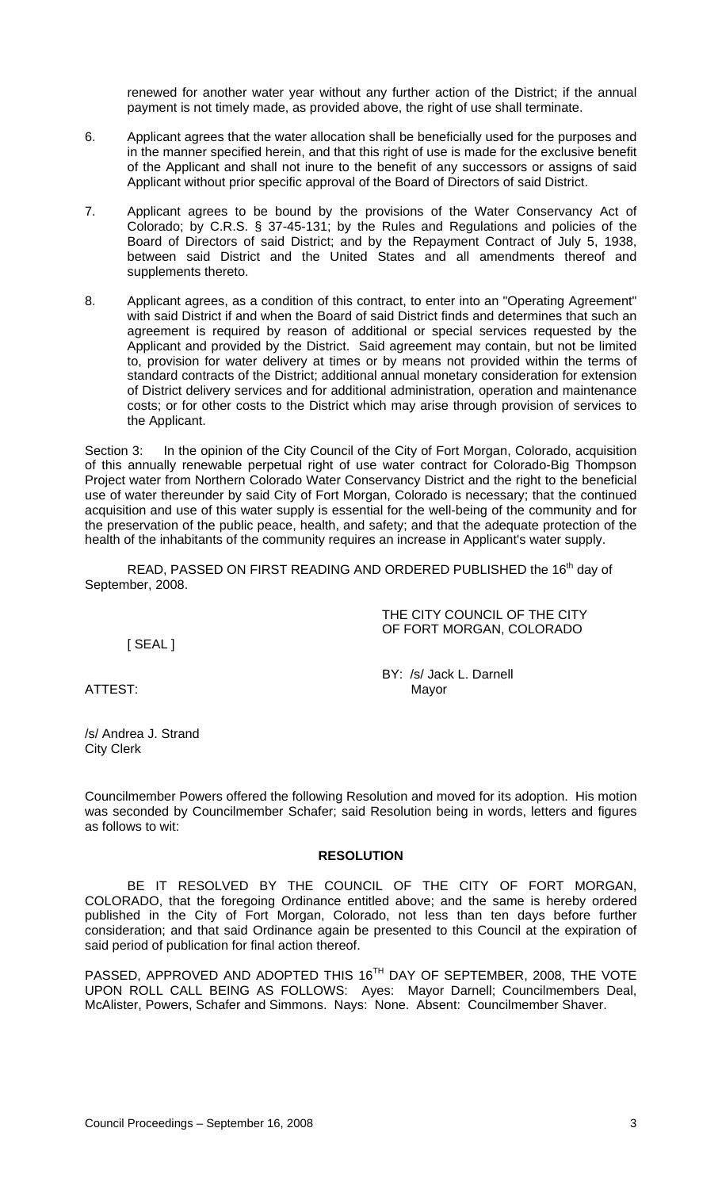renewed for another water year without any further action of the District; if the annual payment is not timely made, as provided above, the right of use shall terminate.

6. Applicant agrees that the water allocation shall be beneficially used for the purposes and in the manner specified herein, and that this right of use is made for the exclusive benefit of the Applicant and shall not inure to the benefit of any successors or assigns of said Applicant without prior specific approval of the Board of Directors of said District.

7. Applicant agrees to be bound by the provisions of the Water Conservancy Act of Colorado; by C.R.S. § 37-45-131; by the Rules and Regulations and policies of the Board of Directors of said District; and by the Repayment Contract of July 5, 1938, between said District and the United States and all amendments thereof and supplements thereto.

8. Applicant agrees, as a condition of this contract, to enter into an "Operating Agreement" with said District if and when the Board of said District finds and determines that such an agreement is required by reason of additional or special services requested by the Applicant and provided by the District. Said agreement may contain, but not be limited to, provision for water delivery at times or by means not provided within the terms of standard contracts of the District; additional annual monetary consideration for extension of District delivery services and for additional administration, operation and maintenance costs; or for other costs to the District which may arise through provision of services to the Applicant.

Section 3: In the opinion of the City Council of the City of Fort Morgan, Colorado, acquisition of this annually renewable perpetual right of use water contract for Colorado-Big Thompson Project water from Northern Colorado Water Conservancy District and the right to the beneficial use of water thereunder by said City of Fort Morgan, Colorado is necessary; that the continued acquisition and use of this water supply is essential for the well-being of the community and for the preservation of the public peace, health, and safety; and that the adequate protection of the health of the inhabitants of the community requires an increase in Applicant's water supply.

READ, PASSED ON FIRST READING AND ORDERED PUBLISHED the 16th day of September, 2008.

THE CITY COUNCIL OF THE CITY OF FORT MORGAN, COLORADO

[ SEAL ]

BY: /s/ Jack L. Darnell
Mayor

ATTEST:

/s/ Andrea J. Strand
City Clerk

Councilmember Powers offered the following Resolution and moved for its adoption. His motion was seconded by Councilmember Schafer; said Resolution being in words, letters and figures as follows to wit:

**RESOLUTION**

BE IT RESOLVED BY THE COUNCIL OF THE CITY OF FORT MORGAN, COLORADO, that the foregoing Ordinance entitled above; and the same is hereby ordered published in the City of Fort Morgan, Colorado, not less than ten days before further consideration; and that said Ordinance again be presented to this Council at the expiration of said period of publication for final action thereof.

PASSED, APPROVED AND ADOPTED THIS 16TH DAY OF SEPTEMBER, 2008, THE VOTE UPON ROLL CALL BEING AS FOLLOWS: Ayes: Mayor Darnell; Councilmembers Deal, McAlister, Powers, Schafer and Simmons. Nays: None. Absent: Councilmember Shaver.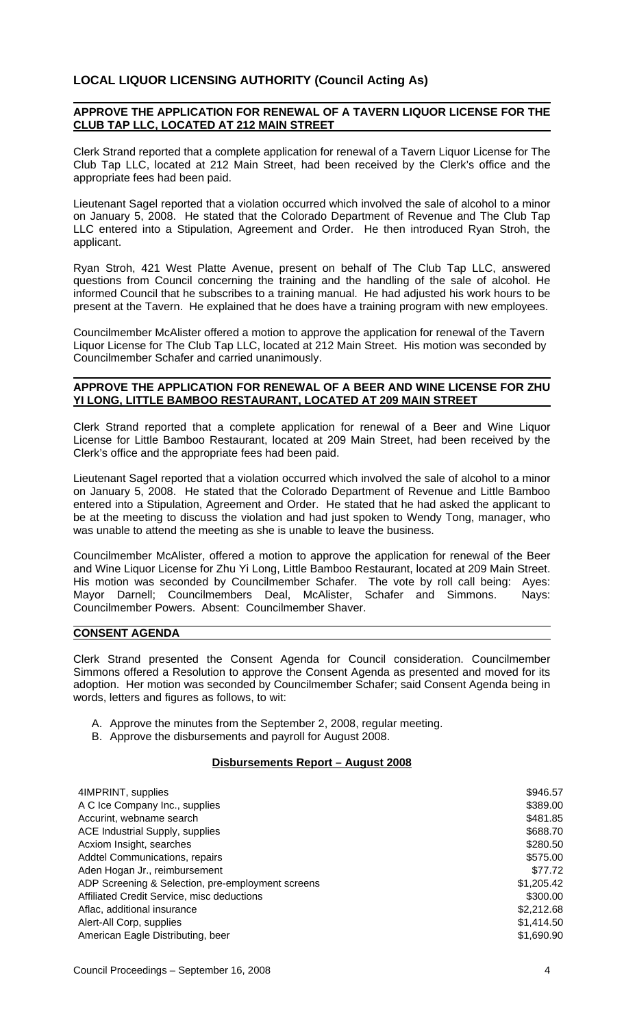## LOCAL LIQUOR LICENSING AUTHORITY (Council Acting As)

### APPROVE THE APPLICATION FOR RENEWAL OF A TAVERN LIQUOR LICENSE FOR THE CLUB TAP LLC, LOCATED AT 212 MAIN STREET

Clerk Strand reported that a complete application for renewal of a Tavern Liquor License for The Club Tap LLC, located at 212 Main Street, had been received by the Clerk's office and the appropriate fees had been paid.

Lieutenant Sagel reported that a violation occurred which involved the sale of alcohol to a minor on January 5, 2008. He stated that the Colorado Department of Revenue and The Club Tap LLC entered into a Stipulation, Agreement and Order. He then introduced Ryan Stroh, the applicant.

Ryan Stroh, 421 West Platte Avenue, present on behalf of The Club Tap LLC, answered questions from Council concerning the training and the handling of the sale of alcohol. He informed Council that he subscribes to a training manual. He had adjusted his work hours to be present at the Tavern. He explained that he does have a training program with new employees.

Councilmember McAlister offered a motion to approve the application for renewal of the Tavern Liquor License for The Club Tap LLC, located at 212 Main Street. His motion was seconded by Councilmember Schafer and carried unanimously.

### APPROVE THE APPLICATION FOR RENEWAL OF A BEER AND WINE LICENSE FOR ZHU YI LONG, LITTLE BAMBOO RESTAURANT, LOCATED AT 209 MAIN STREET

Clerk Strand reported that a complete application for renewal of a Beer and Wine Liquor License for Little Bamboo Restaurant, located at 209 Main Street, had been received by the Clerk's office and the appropriate fees had been paid.

Lieutenant Sagel reported that a violation occurred which involved the sale of alcohol to a minor on January 5, 2008. He stated that the Colorado Department of Revenue and Little Bamboo entered into a Stipulation, Agreement and Order. He stated that he had asked the applicant to be at the meeting to discuss the violation and had just spoken to Wendy Tong, manager, who was unable to attend the meeting as she is unable to leave the business.

Councilmember McAlister, offered a motion to approve the application for renewal of the Beer and Wine Liquor License for Zhu Yi Long, Little Bamboo Restaurant, located at 209 Main Street. His motion was seconded by Councilmember Schafer. The vote by roll call being: Ayes: Mayor Darnell; Councilmembers Deal, McAlister, Schafer and Simmons. Nays: Councilmember Powers. Absent: Councilmember Shaver.

### CONSENT AGENDA

Clerk Strand presented the Consent Agenda for Council consideration. Councilmember Simmons offered a Resolution to approve the Consent Agenda as presented and moved for its adoption. Her motion was seconded by Councilmember Schafer; said Consent Agenda being in words, letters and figures as follows, to wit:

A. Approve the minutes from the September 2, 2008, regular meeting.
B. Approve the disbursements and payroll for August 2008.

**Disbursements Report – August 2008**

| | |
|---|---|
| 4IMPRINT, supplies | $946.57 |
| A C Ice Company Inc., supplies | $389.00 |
| Accurint, webname search | $481.85 |
| ACE Industrial Supply, supplies | $688.70 |
| Acxiom Insight, searches | $280.50 |
| Addtel Communications, repairs | $575.00 |
| Aden Hogan Jr., reimbursement | $77.72 |
| ADP Screening & Selection, pre-employment screens | $1,205.42 |
| Affiliated Credit Service, misc deductions | $300.00 |
| Aflac, additional insurance | $2,212.68 |
| Alert-All Corp, supplies | $1,414.50 |
| American Eagle Distributing, beer | $1,690.90 |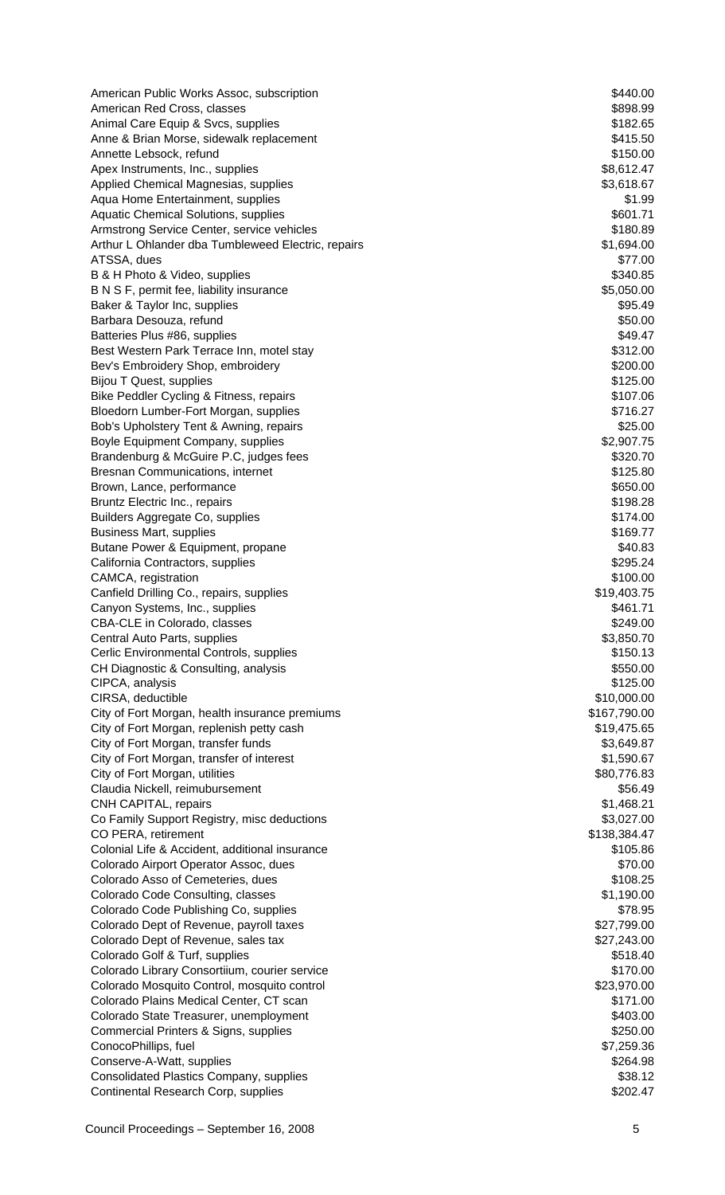| | |
|---|---|
| American Public Works Assoc, subscription | $440.00 |
| American Red Cross, classes | $898.99 |
| Animal Care Equip & Svcs, supplies | $182.65 |
| Anne & Brian Morse, sidewalk replacement | $415.50 |
| Annette Lebsock, refund | $150.00 |
| Apex Instruments, Inc., supplies | $8,612.47 |
| Applied Chemical Magnesias, supplies | $3,618.67 |
| Aqua Home Entertainment, supplies | $1.99 |
| Aquatic Chemical Solutions, supplies | $601.71 |
| Armstrong Service Center, service vehicles | $180.89 |
| Arthur L Ohlander dba Tumbleweed Electric, repairs | $1,694.00 |
| ATSSA, dues | $77.00 |
| B & H Photo & Video, supplies | $340.85 |
| B N S F, permit fee, liability insurance | $5,050.00 |
| Baker & Taylor Inc, supplies | $95.49 |
| Barbara Desouza, refund | $50.00 |
| Batteries Plus #86, supplies | $49.47 |
| Best Western Park Terrace Inn, motel stay | $312.00 |
| Bev's Embroidery Shop, embroidery | $200.00 |
| Bijou T Quest, supplies | $125.00 |
| Bike Peddler Cycling & Fitness, repairs | $107.06 |
| Bloedorn Lumber-Fort Morgan, supplies | $716.27 |
| Bob's Upholstery Tent & Awning, repairs | $25.00 |
| Boyle Equipment Company, supplies | $2,907.75 |
| Brandenburg & McGuire P.C, judges fees | $320.70 |
| Bresnan Communications, internet | $125.80 |
| Brown, Lance, performance | $650.00 |
| Bruntz Electric Inc., repairs | $198.28 |
| Builders Aggregate Co, supplies | $174.00 |
| Business Mart, supplies | $169.77 |
| Butane Power & Equipment, propane | $40.83 |
| California Contractors, supplies | $295.24 |
| CAMCA, registration | $100.00 |
| Canfield Drilling Co., repairs, supplies | $19,403.75 |
| Canyon Systems, Inc., supplies | $461.71 |
| CBA-CLE in Colorado, classes | $249.00 |
| Central Auto Parts, supplies | $3,850.70 |
| Cerlic Environmental Controls, supplies | $150.13 |
| CH Diagnostic & Consulting, analysis | $550.00 |
| CIPCA, analysis | $125.00 |
| CIRSA, deductible | $10,000.00 |
| City of Fort Morgan, health insurance premiums | $167,790.00 |
| City of Fort Morgan, replenish petty cash | $19,475.65 |
| City of Fort Morgan, transfer funds | $3,649.87 |
| City of Fort Morgan, transfer of interest | $1,590.67 |
| City of Fort Morgan, utilities | $80,776.83 |
| Claudia Nickell, reimubursement | $56.49 |
| CNH CAPITAL, repairs | $1,468.21 |
| Co Family Support Registry, misc deductions | $3,027.00 |
| CO PERA, retirement | $138,384.47 |
| Colonial Life & Accident, additional insurance | $105.86 |
| Colorado Airport Operator Assoc, dues | $70.00 |
| Colorado Asso of Cemeteries, dues | $108.25 |
| Colorado Code Consulting, classes | $1,190.00 |
| Colorado Code Publishing Co, supplies | $78.95 |
| Colorado Dept of Revenue, payroll taxes | $27,799.00 |
| Colorado Dept of Revenue, sales tax | $27,243.00 |
| Colorado Golf & Turf, supplies | $518.40 |
| Colorado Library Consortiium, courier service | $170.00 |
| Colorado Mosquito Control, mosquito control | $23,970.00 |
| Colorado Plains Medical Center, CT scan | $171.00 |
| Colorado State Treasurer, unemployment | $403.00 |
| Commercial Printers & Signs, supplies | $250.00 |
| ConocoPhillips, fuel | $7,259.36 |
| Conserve-A-Watt, supplies | $264.98 |
| Consolidated Plastics Company, supplies | $38.12 |
| Continental Research Corp, supplies | $202.47 |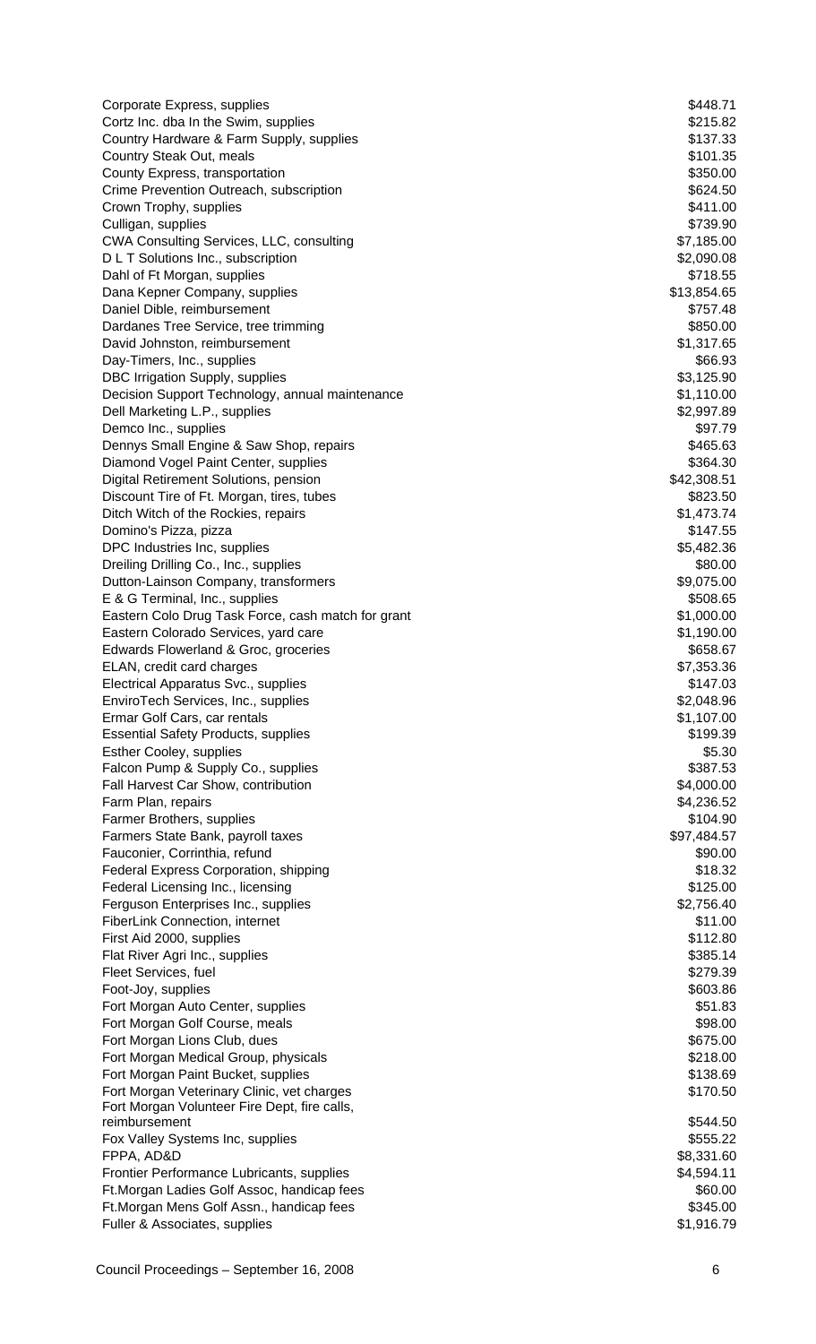| | |
|---|---|
| Corporate Express, supplies | $448.71 |
| Cortz Inc. dba In the Swim, supplies | $215.82 |
| Country Hardware & Farm Supply, supplies | $137.33 |
| Country Steak Out, meals | $101.35 |
| County Express, transportation | $350.00 |
| Crime Prevention Outreach, subscription | $624.50 |
| Crown Trophy, supplies | $411.00 |
| Culligan, supplies | $739.90 |
| CWA Consulting Services, LLC, consulting | $7,185.00 |
| D L T Solutions Inc., subscription | $2,090.08 |
| Dahl of Ft Morgan, supplies | $718.55 |
| Dana Kepner Company, supplies | $13,854.65 |
| Daniel Dible, reimbursement | $757.48 |
| Dardanes Tree Service, tree trimming | $850.00 |
| David Johnston, reimbursement | $1,317.65 |
| Day-Timers, Inc., supplies | $66.93 |
| DBC Irrigation Supply, supplies | $3,125.90 |
| Decision Support Technology, annual maintenance | $1,110.00 |
| Dell Marketing L.P., supplies | $2,997.89 |
| Demco Inc., supplies | $97.79 |
| Dennys Small Engine & Saw Shop, repairs | $465.63 |
| Diamond Vogel Paint Center, supplies | $364.30 |
| Digital Retirement Solutions, pension | $42,308.51 |
| Discount Tire of Ft. Morgan, tires, tubes | $823.50 |
| Ditch Witch of the Rockies, repairs | $1,473.74 |
| Domino's Pizza, pizza | $147.55 |
| DPC Industries Inc, supplies | $5,482.36 |
| Dreiling Drilling Co., Inc., supplies | $80.00 |
| Dutton-Lainson Company, transformers | $9,075.00 |
| E & G Terminal, Inc., supplies | $508.65 |
| Eastern Colo Drug Task Force, cash match for grant | $1,000.00 |
| Eastern Colorado Services, yard care | $1,190.00 |
| Edwards Flowerland & Groc, groceries | $658.67 |
| ELAN, credit card charges | $7,353.36 |
| Electrical Apparatus Svc., supplies | $147.03 |
| EnviroTech Services, Inc., supplies | $2,048.96 |
| Ermar Golf Cars, car rentals | $1,107.00 |
| Essential Safety Products, supplies | $199.39 |
| Esther Cooley, supplies | $5.30 |
| Falcon Pump & Supply Co., supplies | $387.53 |
| Fall Harvest Car Show, contribution | $4,000.00 |
| Farm Plan, repairs | $4,236.52 |
| Farmer Brothers, supplies | $104.90 |
| Farmers State Bank, payroll taxes | $97,484.57 |
| Fauconier, Corrinthia, refund | $90.00 |
| Federal Express Corporation, shipping | $18.32 |
| Federal Licensing Inc., licensing | $125.00 |
| Ferguson Enterprises Inc., supplies | $2,756.40 |
| FiberLink Connection, internet | $11.00 |
| First Aid 2000, supplies | $112.80 |
| Flat River Agri Inc., supplies | $385.14 |
| Fleet Services, fuel | $279.39 |
| Foot-Joy, supplies | $603.86 |
| Fort Morgan Auto Center, supplies | $51.83 |
| Fort Morgan Golf Course, meals | $98.00 |
| Fort Morgan Lions Club, dues | $675.00 |
| Fort Morgan Medical Group, physicals | $218.00 |
| Fort Morgan Paint Bucket, supplies | $138.69 |
| Fort Morgan Veterinary Clinic, vet charges | $170.50 |
| Fort Morgan Volunteer Fire Dept, fire calls, reimbursement | $544.50 |
| Fox Valley Systems Inc, supplies | $555.22 |
| FPPA, AD&D | $8,331.60 |
| Frontier Performance Lubricants, supplies | $4,594.11 |
| Ft.Morgan Ladies Golf Assoc, handicap fees | $60.00 |
| Ft.Morgan Mens Golf Assn., handicap fees | $345.00 |
| Fuller & Associates, supplies | $1,916.79 |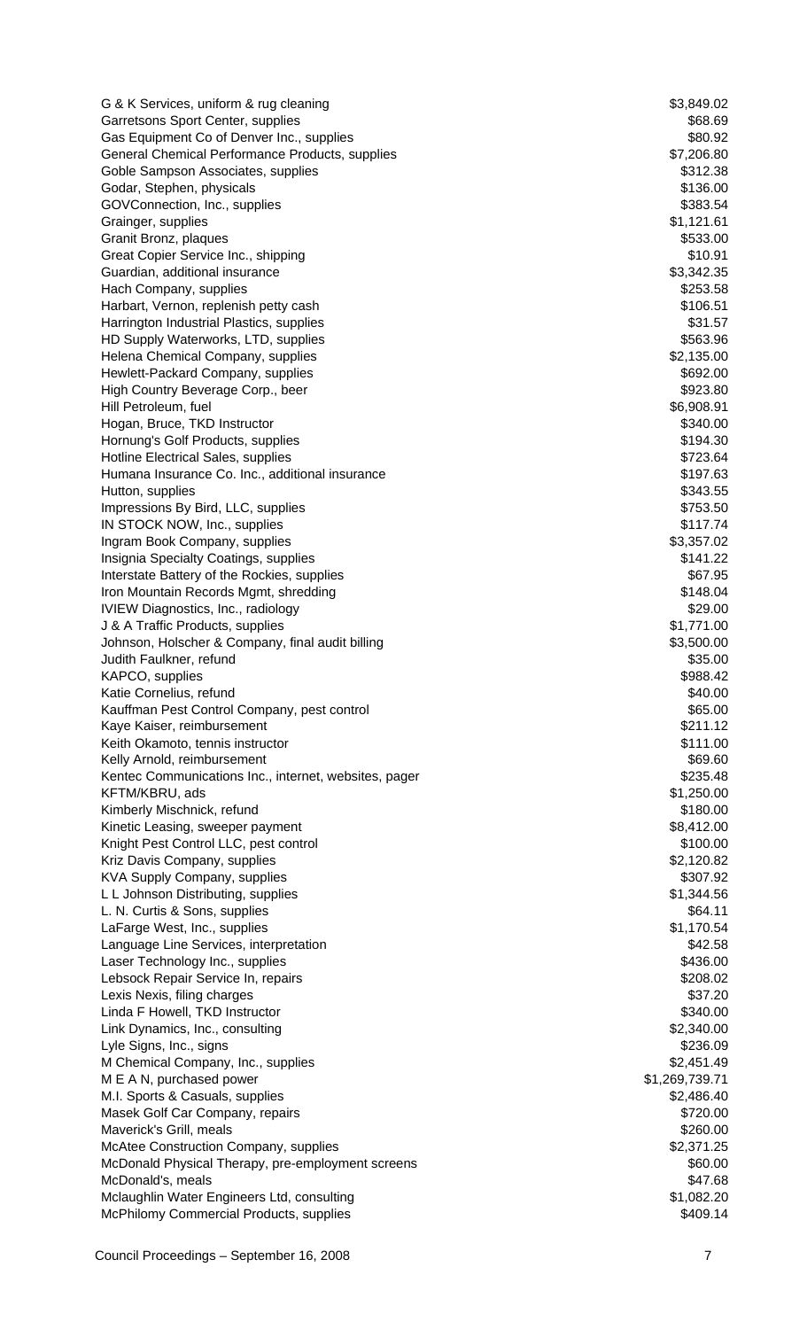| | |
|---|---|
| G & K Services, uniform & rug cleaning | $3,849.02 |
| Garretsons Sport Center, supplies | $68.69 |
| Gas Equipment Co of Denver Inc., supplies | $80.92 |
| General Chemical Performance Products, supplies | $7,206.80 |
| Goble Sampson Associates, supplies | $312.38 |
| Godar, Stephen, physicals | $136.00 |
| GOVConnection, Inc., supplies | $383.54 |
| Grainger, supplies | $1,121.61 |
| Granit Bronz, plaques | $533.00 |
| Great Copier Service Inc., shipping | $10.91 |
| Guardian, additional insurance | $3,342.35 |
| Hach Company, supplies | $253.58 |
| Harbart, Vernon, replenish petty cash | $106.51 |
| Harrington Industrial Plastics, supplies | $31.57 |
| HD Supply Waterworks, LTD, supplies | $563.96 |
| Helena Chemical Company, supplies | $2,135.00 |
| Hewlett-Packard Company, supplies | $692.00 |
| High Country Beverage Corp., beer | $923.80 |
| Hill Petroleum, fuel | $6,908.91 |
| Hogan, Bruce, TKD Instructor | $340.00 |
| Hornung's Golf Products, supplies | $194.30 |
| Hotline Electrical Sales, supplies | $723.64 |
| Humana Insurance Co. Inc., additional insurance | $197.63 |
| Hutton, supplies | $343.55 |
| Impressions By Bird, LLC, supplies | $753.50 |
| IN STOCK NOW, Inc., supplies | $117.74 |
| Ingram Book Company, supplies | $3,357.02 |
| Insignia Specialty Coatings, supplies | $141.22 |
| Interstate Battery of the Rockies, supplies | $67.95 |
| Iron Mountain Records Mgmt, shredding | $148.04 |
| IVIEW Diagnostics, Inc., radiology | $29.00 |
| J & A Traffic Products, supplies | $1,771.00 |
| Johnson, Holscher & Company, final audit billing | $3,500.00 |
| Judith Faulkner, refund | $35.00 |
| KAPCO, supplies | $988.42 |
| Katie Cornelius, refund | $40.00 |
| Kauffman Pest Control Company, pest control | $65.00 |
| Kaye Kaiser, reimbursement | $211.12 |
| Keith Okamoto, tennis instructor | $111.00 |
| Kelly Arnold, reimbursement | $69.60 |
| Kentec Communications Inc., internet, websites, pager | $235.48 |
| KFTM/KBRU, ads | $1,250.00 |
| Kimberly Mischnick, refund | $180.00 |
| Kinetic Leasing, sweeper payment | $8,412.00 |
| Knight Pest Control LLC, pest control | $100.00 |
| Kriz Davis Company, supplies | $2,120.82 |
| KVA Supply Company, supplies | $307.92 |
| L L Johnson Distributing, supplies | $1,344.56 |
| L. N. Curtis & Sons, supplies | $64.11 |
| LaFarge West, Inc., supplies | $1,170.54 |
| Language Line Services, interpretation | $42.58 |
| Laser Technology Inc., supplies | $436.00 |
| Lebsock Repair Service In, repairs | $208.02 |
| Lexis Nexis, filing charges | $37.20 |
| Linda F Howell, TKD Instructor | $340.00 |
| Link Dynamics, Inc., consulting | $2,340.00 |
| Lyle Signs, Inc., signs | $236.09 |
| M Chemical Company, Inc., supplies | $2,451.49 |
| M E A N, purchased power | $1,269,739.71 |
| M.I. Sports & Casuals, supplies | $2,486.40 |
| Masek Golf Car Company, repairs | $720.00 |
| Maverick's Grill, meals | $260.00 |
| McAtee Construction Company, supplies | $2,371.25 |
| McDonald Physical Therapy, pre-employment screens | $60.00 |
| McDonald's, meals | $47.68 |
| Mclaughlin Water Engineers Ltd, consulting | $1,082.20 |
| McPhilomy Commercial Products, supplies | $409.14 |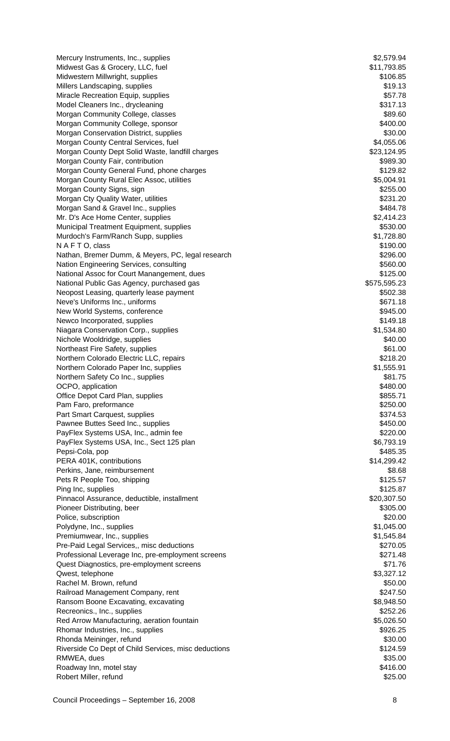| | |
|---|---|
| Mercury Instruments, Inc., supplies | $2,579.94 |
| Midwest Gas & Grocery, LLC, fuel | $11,793.85 |
| Midwestern Millwright, supplies | $106.85 |
| Millers Landscaping, supplies | $19.13 |
| Miracle Recreation Equip, supplies | $57.78 |
| Model Cleaners Inc., drycleaning | $317.13 |
| Morgan Community College, classes | $89.60 |
| Morgan Community College, sponsor | $400.00 |
| Morgan Conservation District, supplies | $30.00 |
| Morgan County Central Services, fuel | $4,055.06 |
| Morgan County Dept Solid Waste, landfill charges | $23,124.95 |
| Morgan County Fair, contribution | $989.30 |
| Morgan County General Fund, phone charges | $129.82 |
| Morgan County Rural Elec Assoc, utilities | $5,004.91 |
| Morgan County Signs, sign | $255.00 |
| Morgan Cty Quality Water, utilities | $231.20 |
| Morgan Sand & Gravel Inc., supplies | $484.78 |
| Mr. D's Ace Home Center, supplies | $2,414.23 |
| Municipal Treatment Equipment, supplies | $530.00 |
| Murdoch's Farm/Ranch Supp, supplies | $1,728.80 |
| N A F T O, class | $190.00 |
| Nathan, Bremer Dumm, & Meyers, PC, legal research | $296.00 |
| Nation Engineering Services, consulting | $560.00 |
| National Assoc for Court Manangement, dues | $125.00 |
| National Public Gas Agency, purchased gas | $575,595.23 |
| Neopost Leasing, quarterly lease payment | $502.38 |
| Neve's Uniforms Inc., uniforms | $671.18 |
| New World Systems, conference | $945.00 |
| Newco Incorporated, supplies | $149.18 |
| Niagara Conservation Corp., supplies | $1,534.80 |
| Nichole Wooldridge, supplies | $40.00 |
| Northeast Fire Safety, supplies | $61.00 |
| Northern Colorado Electric LLC, repairs | $218.20 |
| Northern Colorado Paper Inc, supplies | $1,555.91 |
| Northern Safety Co Inc., supplies | $81.75 |
| OCPO, application | $480.00 |
| Office Depot Card Plan, supplies | $855.71 |
| Pam Faro, preformance | $250.00 |
| Part Smart Carquest, supplies | $374.53 |
| Pawnee Buttes Seed Inc., supplies | $450.00 |
| PayFlex Systems USA, Inc., admin fee | $220.00 |
| PayFlex Systems USA, Inc., Sect 125 plan | $6,793.19 |
| Pepsi-Cola, pop | $485.35 |
| PERA 401K, contributions | $14,299.42 |
| Perkins, Jane, reimbursement | $8.68 |
| Pets R People Too, shipping | $125.57 |
| Ping Inc, supplies | $125.87 |
| Pinnacol Assurance, deductible, installment | $20,307.50 |
| Pioneer Distributing, beer | $305.00 |
| Police, subscription | $20.00 |
| Polydyne, Inc., supplies | $1,045.00 |
| Premiumwear, Inc., supplies | $1,545.84 |
| Pre-Paid Legal Services,, misc deductions | $270.05 |
| Professional Leverage Inc, pre-employment screens | $271.48 |
| Quest Diagnostics, pre-employment screens | $71.76 |
| Qwest, telephone | $3,327.12 |
| Rachel M. Brown, refund | $50.00 |
| Railroad Management Company, rent | $247.50 |
| Ransom Boone Excavating, excavating | $8,948.50 |
| Recreonics., Inc., supplies | $252.26 |
| Red Arrow Manufacturing, aeration fountain | $5,026.50 |
| Rhomar Industries, Inc., supplies | $926.25 |
| Rhonda Meininger, refund | $30.00 |
| Riverside Co Dept of Child Services, misc deductions | $124.59 |
| RMWEA, dues | $35.00 |
| Roadway Inn, motel stay | $416.00 |
| Robert Miller, refund | $25.00 |

Council Proceedings – September 16, 2008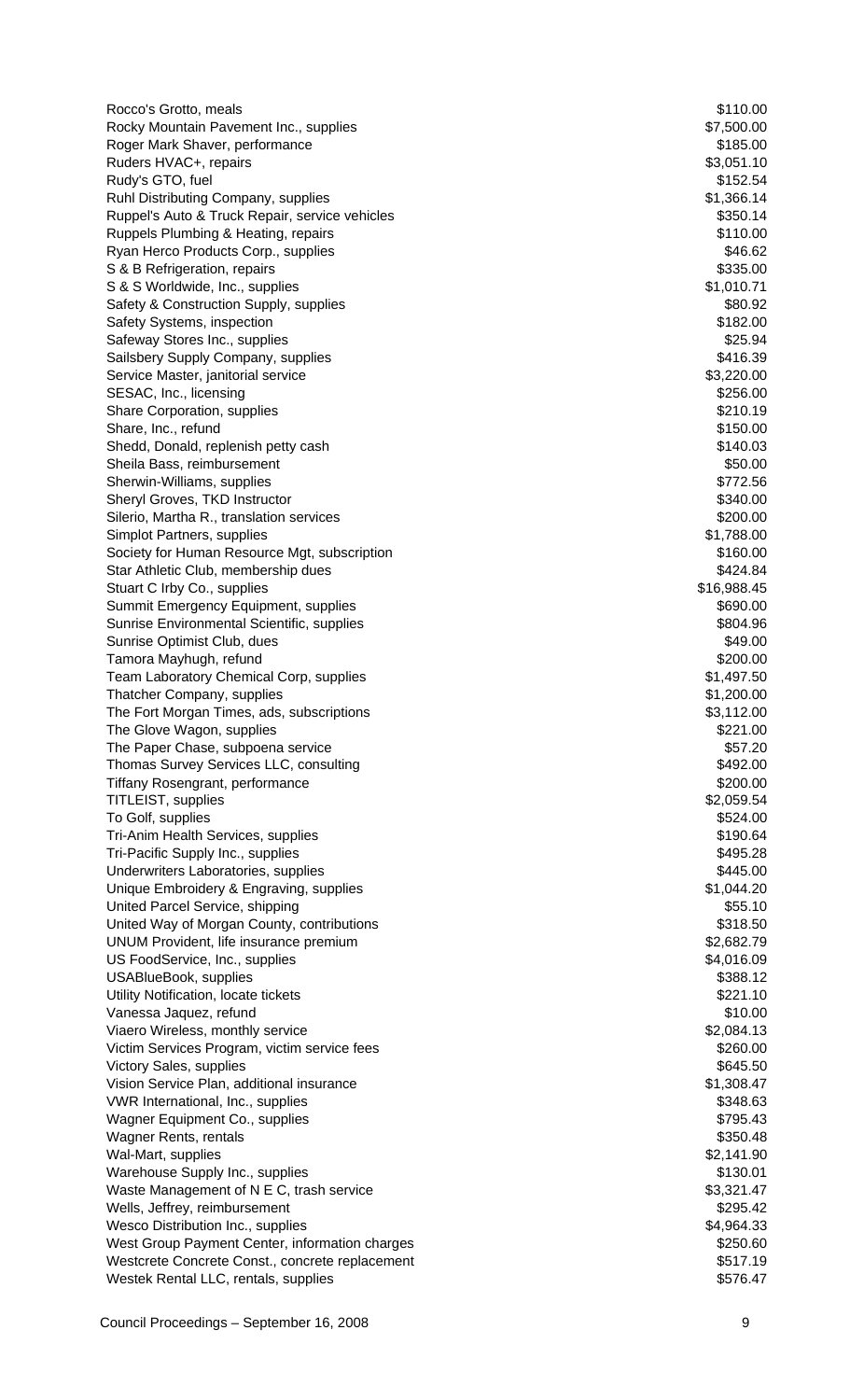| | |
|---|---|
| Rocco's Grotto, meals | $110.00 |
| Rocky Mountain Pavement Inc., supplies | $7,500.00 |
| Roger Mark Shaver, performance | $185.00 |
| Ruders HVAC+, repairs | $3,051.10 |
| Rudy's GTO, fuel | $152.54 |
| Ruhl Distributing Company, supplies | $1,366.14 |
| Ruppel's Auto & Truck Repair, service vehicles | $350.14 |
| Ruppels Plumbing & Heating, repairs | $110.00 |
| Ryan Herco Products Corp., supplies | $46.62 |
| S & B Refrigeration, repairs | $335.00 |
| S & S Worldwide, Inc., supplies | $1,010.71 |
| Safety & Construction Supply, supplies | $80.92 |
| Safety Systems, inspection | $182.00 |
| Safeway Stores Inc., supplies | $25.94 |
| Sailsbery Supply Company, supplies | $416.39 |
| Service Master, janitorial service | $3,220.00 |
| SESAC, Inc., licensing | $256.00 |
| Share Corporation, supplies | $210.19 |
| Share, Inc., refund | $150.00 |
| Shedd, Donald, replenish petty cash | $140.03 |
| Sheila Bass, reimbursement | $50.00 |
| Sherwin-Williams, supplies | $772.56 |
| Sheryl Groves, TKD Instructor | $340.00 |
| Silerio, Martha R., translation services | $200.00 |
| Simplot Partners, supplies | $1,788.00 |
| Society for Human Resource Mgt, subscription | $160.00 |
| Star Athletic Club, membership dues | $424.84 |
| Stuart C Irby Co., supplies | $16,988.45 |
| Summit Emergency Equipment, supplies | $690.00 |
| Sunrise Environmental Scientific, supplies | $804.96 |
| Sunrise Optimist Club, dues | $49.00 |
| Tamora Mayhugh, refund | $200.00 |
| Team Laboratory Chemical Corp, supplies | $1,497.50 |
| Thatcher Company, supplies | $1,200.00 |
| The Fort Morgan Times, ads, subscriptions | $3,112.00 |
| The Glove Wagon, supplies | $221.00 |
| The Paper Chase, subpoena service | $57.20 |
| Thomas Survey Services LLC, consulting | $492.00 |
| Tiffany Rosengrant, performance | $200.00 |
| TITLEIST, supplies | $2,059.54 |
| To Golf, supplies | $524.00 |
| Tri-Anim Health Services, supplies | $190.64 |
| Tri-Pacific Supply Inc., supplies | $495.28 |
| Underwriters Laboratories, supplies | $445.00 |
| Unique Embroidery & Engraving, supplies | $1,044.20 |
| United Parcel Service, shipping | $55.10 |
| United Way of Morgan County, contributions | $318.50 |
| UNUM Provident, life insurance premium | $2,682.79 |
| US FoodService, Inc., supplies | $4,016.09 |
| USABlueBook, supplies | $388.12 |
| Utility Notification, locate tickets | $221.10 |
| Vanessa Jaquez, refund | $10.00 |
| Viaero Wireless, monthly service | $2,084.13 |
| Victim Services Program, victim service fees | $260.00 |
| Victory Sales, supplies | $645.50 |
| Vision Service Plan, additional insurance | $1,308.47 |
| VWR International, Inc., supplies | $348.63 |
| Wagner Equipment Co., supplies | $795.43 |
| Wagner Rents, rentals | $350.48 |
| Wal-Mart, supplies | $2,141.90 |
| Warehouse Supply Inc., supplies | $130.01 |
| Waste Management of N E C, trash service | $3,321.47 |
| Wells, Jeffrey, reimbursement | $295.42 |
| Wesco Distribution Inc., supplies | $4,964.33 |
| West Group Payment Center, information charges | $250.60 |
| Westcrete Concrete Const., concrete replacement | $517.19 |
| Westek Rental LLC, rentals, supplies | $576.47 |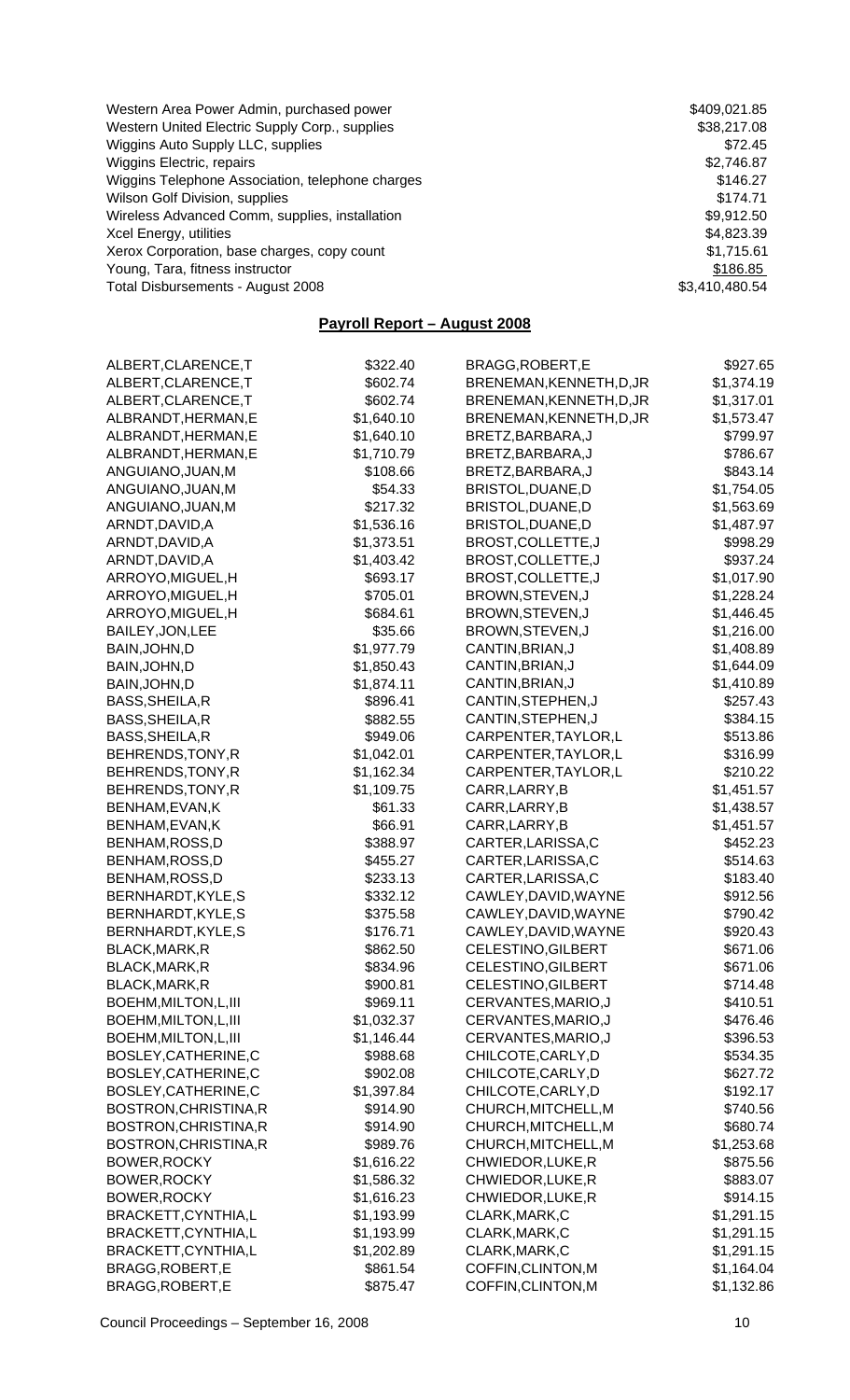| | |
|---|---|
| Western Area Power Admin, purchased power | $409,021.85 |
| Western United Electric Supply Corp., supplies | $38,217.08 |
| Wiggins Auto Supply LLC, supplies | $72.45 |
| Wiggins Electric, repairs | $2,746.87 |
| Wiggins Telephone Association, telephone charges | $146.27 |
| Wilson Golf Division, supplies | $174.71 |
| Wireless Advanced Comm, supplies, installation | $9,912.50 |
| Xcel Energy, utilities | $4,823.39 |
| Xerox Corporation, base charges, copy count | $1,715.61 |
| Young, Tara, fitness instructor | $186.85 |
| Total Disbursements - August 2008 | $3,410,480.54 |

## Payroll Report – August 2008

| | |
|---|---|
| ALBERT,CLARENCE,T | $322.40 |
| ALBERT,CLARENCE,T | $602.74 |
| ALBERT,CLARENCE,T | $602.74 |
| ALBRANDT,HERMAN,E | $1,640.10 |
| ALBRANDT,HERMAN,E | $1,640.10 |
| ALBRANDT,HERMAN,E | $1,710.79 |
| ANGUIANO,JUAN,M | $108.66 |
| ANGUIANO,JUAN,M | $54.33 |
| ANGUIANO,JUAN,M | $217.32 |
| ARNDT,DAVID,A | $1,536.16 |
| ARNDT,DAVID,A | $1,373.51 |
| ARNDT,DAVID,A | $1,403.42 |
| ARROYO,MIGUEL,H | $693.17 |
| ARROYO,MIGUEL,H | $705.01 |
| ARROYO,MIGUEL,H | $684.61 |
| BAILEY,JON,LEE | $35.66 |
| BAIN,JOHN,D | $1,977.79 |
| BAIN,JOHN,D | $1,850.43 |
| BAIN,JOHN,D | $1,874.11 |
| BASS,SHEILA,R | $896.41 |
| BASS,SHEILA,R | $882.55 |
| BASS,SHEILA,R | $949.06 |
| BEHRENDS,TONY,R | $1,042.01 |
| BEHRENDS,TONY,R | $1,162.34 |
| BEHRENDS,TONY,R | $1,109.75 |
| BENHAM,EVAN,K | $61.33 |
| BENHAM,EVAN,K | $66.91 |
| BENHAM,ROSS,D | $388.97 |
| BENHAM,ROSS,D | $455.27 |
| BENHAM,ROSS,D | $233.13 |
| BERNHARDT,KYLE,S | $332.12 |
| BERNHARDT,KYLE,S | $375.58 |
| BERNHARDT,KYLE,S | $176.71 |
| BLACK,MARK,R | $862.50 |
| BLACK,MARK,R | $834.96 |
| BLACK,MARK,R | $900.81 |
| BOEHM,MILTON,L,III | $969.11 |
| BOEHM,MILTON,L,III | $1,032.37 |
| BOEHM,MILTON,L,III | $1,146.44 |
| BOSLEY,CATHERINE,C | $988.68 |
| BOSLEY,CATHERINE,C | $902.08 |
| BOSLEY,CATHERINE,C | $1,397.84 |
| BOSTRON,CHRISTINA,R | $914.90 |
| BOSTRON,CHRISTINA,R | $914.90 |
| BOSTRON,CHRISTINA,R | $989.76 |
| BOWER,ROCKY | $1,616.22 |
| BOWER,ROCKY | $1,586.32 |
| BOWER,ROCKY | $1,616.23 |
| BRACKETT,CYNTHIA,L | $1,193.99 |
| BRACKETT,CYNTHIA,L | $1,193.99 |
| BRACKETT,CYNTHIA,L | $1,202.89 |
| BRAGG,ROBERT,E | $861.54 |
| BRAGG,ROBERT,E | $875.47 |
| BRAGG,ROBERT,E | $927.65 |
| BRENEMAN,KENNETH,D,JR | $1,374.19 |
| BRENEMAN,KENNETH,D,JR | $1,317.01 |
| BRENEMAN,KENNETH,D,JR | $1,573.47 |
| BRETZ,BARBARA,J | $799.97 |
| BRETZ,BARBARA,J | $786.67 |
| BRETZ,BARBARA,J | $843.14 |
| BRISTOL,DUANE,D | $1,754.05 |
| BRISTOL,DUANE,D | $1,563.69 |
| BRISTOL,DUANE,D | $1,487.97 |
| BROST,COLLETTE,J | $998.29 |
| BROST,COLLETTE,J | $937.24 |
| BROST,COLLETTE,J | $1,017.90 |
| BROWN,STEVEN,J | $1,228.24 |
| BROWN,STEVEN,J | $1,446.45 |
| BROWN,STEVEN,J | $1,216.00 |
| CANTIN,BRIAN,J | $1,408.89 |
| CANTIN,BRIAN,J | $1,644.09 |
| CANTIN,BRIAN,J | $1,410.89 |
| CANTIN,STEPHEN,J | $257.43 |
| CANTIN,STEPHEN,J | $384.15 |
| CARPENTER,TAYLOR,L | $513.86 |
| CARPENTER,TAYLOR,L | $316.99 |
| CARPENTER,TAYLOR,L | $210.22 |
| CARR,LARRY,B | $1,451.57 |
| CARR,LARRY,B | $1,438.57 |
| CARR,LARRY,B | $1,451.57 |
| CARTER,LARISSA,C | $452.23 |
| CARTER,LARISSA,C | $514.63 |
| CARTER,LARISSA,C | $183.40 |
| CAWLEY,DAVID,WAYNE | $912.56 |
| CAWLEY,DAVID,WAYNE | $790.42 |
| CAWLEY,DAVID,WAYNE | $920.43 |
| CELESTINO,GILBERT | $671.06 |
| CELESTINO,GILBERT | $671.06 |
| CELESTINO,GILBERT | $714.48 |
| CERVANTES,MARIO,J | $410.51 |
| CERVANTES,MARIO,J | $476.46 |
| CERVANTES,MARIO,J | $396.53 |
| CHILCOTE,CARLY,D | $534.35 |
| CHILCOTE,CARLY,D | $627.72 |
| CHILCOTE,CARLY,D | $192.17 |
| CHURCH,MITCHELL,M | $740.56 |
| CHURCH,MITCHELL,M | $680.74 |
| CHURCH,MITCHELL,M | $1,253.68 |
| CHWIEDOR,LUKE,R | $875.56 |
| CHWIEDOR,LUKE,R | $883.07 |
| CHWIEDOR,LUKE,R | $914.15 |
| CLARK,MARK,C | $1,291.15 |
| CLARK,MARK,C | $1,291.15 |
| CLARK,MARK,C | $1,291.15 |
| COFFIN,CLINTON,M | $1,164.04 |
| COFFIN,CLINTON,M | $1,132.86 |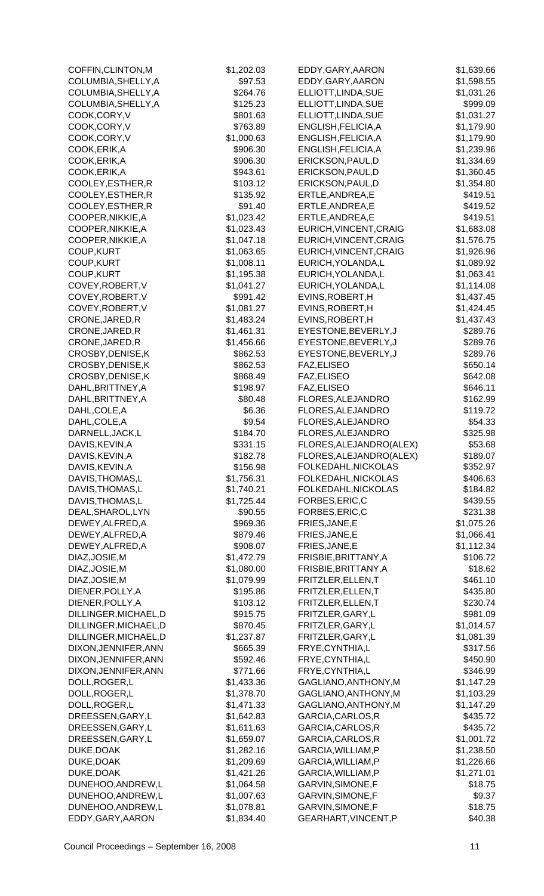| Name | Amount |
|---|---|
| COFFIN,CLINTON,M | $1,202.03 |
| COLUMBIA,SHELLY,A | $97.53 |
| COLUMBIA,SHELLY,A | $264.76 |
| COLUMBIA,SHELLY,A | $125.23 |
| COOK,CORY,V | $801.63 |
| COOK,CORY,V | $763.89 |
| COOK,CORY,V | $1,000.63 |
| COOK,ERIK,A | $906.30 |
| COOK,ERIK,A | $906.30 |
| COOK,ERIK,A | $943.61 |
| COOLEY,ESTHER,R | $103.12 |
| COOLEY,ESTHER,R | $135.92 |
| COOLEY,ESTHER,R | $91.40 |
| COOPER,NIKKIE,A | $1,023.42 |
| COOPER,NIKKIE,A | $1,023.43 |
| COOPER,NIKKIE,A | $1,047.18 |
| COUP,KURT | $1,063.65 |
| COUP,KURT | $1,008.11 |
| COUP,KURT | $1,195.38 |
| COVEY,ROBERT,V | $1,041.27 |
| COVEY,ROBERT,V | $991.42 |
| COVEY,ROBERT,V | $1,081.27 |
| CRONE,JARED,R | $1,483.24 |
| CRONE,JARED,R | $1,461.31 |
| CRONE,JARED,R | $1,456.66 |
| CROSBY,DENISE,K | $862.53 |
| CROSBY,DENISE,K | $862.53 |
| CROSBY,DENISE,K | $868.49 |
| DAHL,BRITTNEY,A | $198.97 |
| DAHL,BRITTNEY,A | $80.48 |
| DAHL,COLE,A | $6.36 |
| DAHL,COLE,A | $9.54 |
| DARNELL,JACK,L | $184.70 |
| DAVIS,KEVIN,A | $331.15 |
| DAVIS,KEVIN,A | $182.78 |
| DAVIS,KEVIN,A | $156.98 |
| DAVIS,THOMAS,L | $1,756.31 |
| DAVIS,THOMAS,L | $1,740.21 |
| DAVIS,THOMAS,L | $1,725.44 |
| DEAL,SHAROL,LYN | $90.55 |
| DEWEY,ALFRED,A | $969.36 |
| DEWEY,ALFRED,A | $879.46 |
| DEWEY,ALFRED,A | $908.07 |
| DIAZ,JOSIE,M | $1,472.79 |
| DIAZ,JOSIE,M | $1,080.00 |
| DIAZ,JOSIE,M | $1,079.99 |
| DIENER,POLLY,A | $195.86 |
| DIENER,POLLY,A | $103.12 |
| DILLINGER,MICHAEL,D | $915.75 |
| DILLINGER,MICHAEL,D | $870.45 |
| DILLINGER,MICHAEL,D | $1,237.87 |
| DIXON,JENNIFER,ANN | $665.39 |
| DIXON,JENNIFER,ANN | $592.46 |
| DIXON,JENNIFER,ANN | $771.66 |
| DOLL,ROGER,L | $1,433.36 |
| DOLL,ROGER,L | $1,378.70 |
| DOLL,ROGER,L | $1,471.33 |
| DREESSEN,GARY,L | $1,642.83 |
| DREESSEN,GARY,L | $1,611.63 |
| DREESSEN,GARY,L | $1,659.07 |
| DUKE,DOAK | $1,282.16 |
| DUKE,DOAK | $1,209.69 |
| DUKE,DOAK | $1,421.26 |
| DUNEHOO,ANDREW,L | $1,064.58 |
| DUNEHOO,ANDREW,L | $1,007.63 |
| DUNEHOO,ANDREW,L | $1,078.81 |
| EDDY,GARY,AARON | $1,834.40 |
| EDDY,GARY,AARON | $1,639.66 |
| EDDY,GARY,AARON | $1,598.55 |
| ELLIOTT,LINDA,SUE | $1,031.26 |
| ELLIOTT,LINDA,SUE | $999.09 |
| ELLIOTT,LINDA,SUE | $1,031.27 |
| ENGLISH,FELICIA,A | $1,179.90 |
| ENGLISH,FELICIA,A | $1,179.90 |
| ENGLISH,FELICIA,A | $1,239.96 |
| ERICKSON,PAUL,D | $1,334.69 |
| ERICKSON,PAUL,D | $1,360.45 |
| ERICKSON,PAUL,D | $1,354.80 |
| ERTLE,ANDREA,E | $419.51 |
| ERTLE,ANDREA,E | $419.52 |
| ERTLE,ANDREA,E | $419.51 |
| EURICH,VINCENT,CRAIG | $1,683.08 |
| EURICH,VINCENT,CRAIG | $1,576.75 |
| EURICH,VINCENT,CRAIG | $1,926.96 |
| EURICH,YOLANDA,L | $1,089.92 |
| EURICH,YOLANDA,L | $1,063.41 |
| EURICH,YOLANDA,L | $1,114.08 |
| EVINS,ROBERT,H | $1,437.45 |
| EVINS,ROBERT,H | $1,424.45 |
| EVINS,ROBERT,H | $1,437.43 |
| EYESTONE,BEVERLY,J | $289.76 |
| EYESTONE,BEVERLY,J | $289.76 |
| EYESTONE,BEVERLY,J | $289.76 |
| FAZ,ELISEO | $650.14 |
| FAZ,ELISEO | $642.08 |
| FAZ,ELISEO | $646.11 |
| FLORES,ALEJANDRO | $162.99 |
| FLORES,ALEJANDRO | $119.72 |
| FLORES,ALEJANDRO | $54.33 |
| FLORES,ALEJANDRO | $325.98 |
| FLORES,ALEJANDRO(ALEX) | $53.68 |
| FLORES,ALEJANDRO(ALEX) | $189.07 |
| FOLKEDAHL,NICKOLAS | $352.97 |
| FOLKEDAHL,NICKOLAS | $406.63 |
| FOLKEDAHL,NICKOLAS | $184.82 |
| FORBES,ERIC,C | $439.55 |
| FORBES,ERIC,C | $231.38 |
| FRIES,JANE,E | $1,075.26 |
| FRIES,JANE,E | $1,066.41 |
| FRIES,JANE,E | $1,112.34 |
| FRISBIE,BRITTANY,A | $106.72 |
| FRISBIE,BRITTANY,A | $18.62 |
| FRITZLER,ELLEN,T | $461.10 |
| FRITZLER,ELLEN,T | $435.80 |
| FRITZLER,ELLEN,T | $230.74 |
| FRITZLER,GARY,L | $981.09 |
| FRITZLER,GARY,L | $1,014.57 |
| FRITZLER,GARY,L | $1,081.39 |
| FRYE,CYNTHIA,L | $317.56 |
| FRYE,CYNTHIA,L | $450.90 |
| FRYE,CYNTHIA,L | $346.99 |
| GAGLIANO,ANTHONY,M | $1,147.29 |
| GAGLIANO,ANTHONY,M | $1,103.29 |
| GAGLIANO,ANTHONY,M | $1,147.29 |
| GARCIA,CARLOS,R | $435.72 |
| GARCIA,CARLOS,R | $435.72 |
| GARCIA,CARLOS,R | $1,001.72 |
| GARCIA,WILLIAM,P | $1,238.50 |
| GARCIA,WILLIAM,P | $1,226.66 |
| GARCIA,WILLIAM,P | $1,271.01 |
| GARVIN,SIMONE,F | $18.75 |
| GARVIN,SIMONE,F | $9.37 |
| GARVIN,SIMONE,F | $18.75 |
| GEARHART,VINCENT,P | $40.38 |

Council Proceedings – September 16, 2008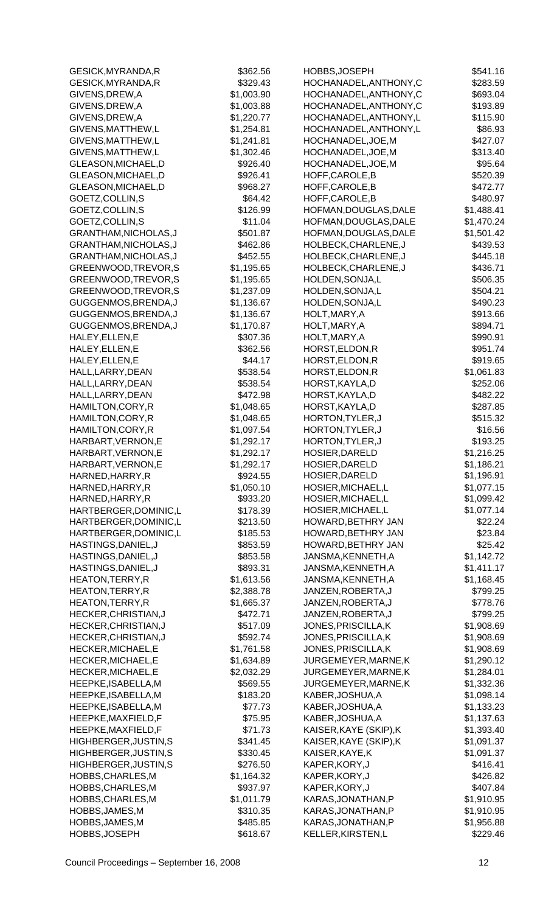| | |
|---|---|
| GESICK,MYRANDA,R | $362.56 |
| GESICK,MYRANDA,R | $329.43 |
| GIVENS,DREW,A | $1,003.90 |
| GIVENS,DREW,A | $1,003.88 |
| GIVENS,DREW,A | $1,220.77 |
| GIVENS,MATTHEW,L | $1,254.81 |
| GIVENS,MATTHEW,L | $1,241.81 |
| GIVENS,MATTHEW,L | $1,302.46 |
| GLEASON,MICHAEL,D | $926.40 |
| GLEASON,MICHAEL,D | $926.41 |
| GLEASON,MICHAEL,D | $968.27 |
| GOETZ,COLLIN,S | $64.42 |
| GOETZ,COLLIN,S | $126.99 |
| GOETZ,COLLIN,S | $11.04 |
| GRANTHAM,NICHOLAS,J | $501.87 |
| GRANTHAM,NICHOLAS,J | $462.86 |
| GRANTHAM,NICHOLAS,J | $452.55 |
| GREENWOOD,TREVOR,S | $1,195.65 |
| GREENWOOD,TREVOR,S | $1,195.65 |
| GREENWOOD,TREVOR,S | $1,237.09 |
| GUGGENMOS,BRENDA,J | $1,136.67 |
| GUGGENMOS,BRENDA,J | $1,136.67 |
| GUGGENMOS,BRENDA,J | $1,170.87 |
| HALEY,ELLEN,E | $307.36 |
| HALEY,ELLEN,E | $362.56 |
| HALEY,ELLEN,E | $44.17 |
| HALL,LARRY,DEAN | $538.54 |
| HALL,LARRY,DEAN | $538.54 |
| HALL,LARRY,DEAN | $472.98 |
| HAMILTON,CORY,R | $1,048.65 |
| HAMILTON,CORY,R | $1,048.65 |
| HAMILTON,CORY,R | $1,097.54 |
| HARBART,VERNON,E | $1,292.17 |
| HARBART,VERNON,E | $1,292.17 |
| HARBART,VERNON,E | $1,292.17 |
| HARNED,HARRY,R | $924.55 |
| HARNED,HARRY,R | $1,050.10 |
| HARNED,HARRY,R | $933.20 |
| HARTBERGER,DOMINIC,L | $178.39 |
| HARTBERGER,DOMINIC,L | $213.50 |
| HARTBERGER,DOMINIC,L | $185.53 |
| HASTINGS,DANIEL,J | $853.59 |
| HASTINGS,DANIEL,J | $853.58 |
| HASTINGS,DANIEL,J | $893.31 |
| HEATON,TERRY,R | $1,613.56 |
| HEATON,TERRY,R | $2,388.78 |
| HEATON,TERRY,R | $1,665.37 |
| HECKER,CHRISTIAN,J | $472.71 |
| HECKER,CHRISTIAN,J | $517.09 |
| HECKER,CHRISTIAN,J | $592.74 |
| HECKER,MICHAEL,E | $1,761.58 |
| HECKER,MICHAEL,E | $1,634.89 |
| HECKER,MICHAEL,E | $2,032.29 |
| HEEPKE,ISABELLA,M | $569.55 |
| HEEPKE,ISABELLA,M | $183.20 |
| HEEPKE,ISABELLA,M | $77.73 |
| HEEPKE,MAXFIELD,F | $75.95 |
| HEEPKE,MAXFIELD,F | $71.73 |
| HIGHBERGER,JUSTIN,S | $341.45 |
| HIGHBERGER,JUSTIN,S | $330.45 |
| HIGHBERGER,JUSTIN,S | $276.50 |
| HOBBS,CHARLES,M | $1,164.32 |
| HOBBS,CHARLES,M | $937.97 |
| HOBBS,CHARLES,M | $1,011.79 |
| HOBBS,JAMES,M | $310.35 |
| HOBBS,JAMES,M | $485.85 |
| HOBBS,JOSEPH | $618.67 |
| HOBBS,JOSEPH | $541.16 |
| HOCHANADEL,ANTHONY,C | $283.59 |
| HOCHANADEL,ANTHONY,C | $693.04 |
| HOCHANADEL,ANTHONY,C | $193.89 |
| HOCHANADEL,ANTHONY,L | $115.90 |
| HOCHANADEL,ANTHONY,L | $86.93 |
| HOCHANADEL,JOE,M | $427.07 |
| HOCHANADEL,JOE,M | $313.40 |
| HOCHANADEL,JOE,M | $95.64 |
| HOFF,CAROLE,B | $520.39 |
| HOFF,CAROLE,B | $472.77 |
| HOFF,CAROLE,B | $480.97 |
| HOFMAN,DOUGLAS,DALE | $1,488.41 |
| HOFMAN,DOUGLAS,DALE | $1,470.24 |
| HOFMAN,DOUGLAS,DALE | $1,501.42 |
| HOLBECK,CHARLENE,J | $439.53 |
| HOLBECK,CHARLENE,J | $445.18 |
| HOLBECK,CHARLENE,J | $436.71 |
| HOLDEN,SONJA,L | $506.35 |
| HOLDEN,SONJA,L | $504.21 |
| HOLDEN,SONJA,L | $490.23 |
| HOLT,MARY,A | $913.66 |
| HOLT,MARY,A | $894.71 |
| HOLT,MARY,A | $990.91 |
| HORST,ELDON,R | $951.74 |
| HORST,ELDON,R | $919.65 |
| HORST,ELDON,R | $1,061.83 |
| HORST,KAYLA,D | $252.06 |
| HORST,KAYLA,D | $482.22 |
| HORST,KAYLA,D | $287.85 |
| HORTON,TYLER,J | $515.32 |
| HORTON,TYLER,J | $16.56 |
| HORTON,TYLER,J | $193.25 |
| HOSIER,DARELD | $1,216.25 |
| HOSIER,DARELD | $1,186.21 |
| HOSIER,DARELD | $1,196.91 |
| HOSIER,MICHAEL,L | $1,077.15 |
| HOSIER,MICHAEL,L | $1,099.42 |
| HOSIER,MICHAEL,L | $1,077.14 |
| HOWARD,BETHRY JAN | $22.24 |
| HOWARD,BETHRY JAN | $23.84 |
| HOWARD,BETHRY JAN | $25.42 |
| JANSMA,KENNETH,A | $1,142.72 |
| JANSMA,KENNETH,A | $1,411.17 |
| JANSMA,KENNETH,A | $1,168.45 |
| JANZEN,ROBERTA,J | $799.25 |
| JANZEN,ROBERTA,J | $778.76 |
| JANZEN,ROBERTA,J | $799.25 |
| JONES,PRISCILLA,K | $1,908.69 |
| JONES,PRISCILLA,K | $1,908.69 |
| JONES,PRISCILLA,K | $1,908.69 |
| JURGEMEYER,MARNE,K | $1,290.12 |
| JURGEMEYER,MARNE,K | $1,284.01 |
| JURGEMEYER,MARNE,K | $1,332.36 |
| KABER,JOSHUA,A | $1,098.14 |
| KABER,JOSHUA,A | $1,133.23 |
| KABER,JOSHUA,A | $1,137.63 |
| KAISER,KAYE (SKIP),K | $1,393.40 |
| KAISER,KAYE (SKIP),K | $1,091.37 |
| KAISER,KAYE,K | $1,091.37 |
| KAPER,KORY,J | $416.41 |
| KAPER,KORY,J | $426.82 |
| KAPER,KORY,J | $407.84 |
| KARAS,JONATHAN,P | $1,910.95 |
| KARAS,JONATHAN,P | $1,910.95 |
| KARAS,JONATHAN,P | $1,956.88 |
| KELLER,KIRSTEN,L | $229.46 |

Council Proceedings – September 16, 2008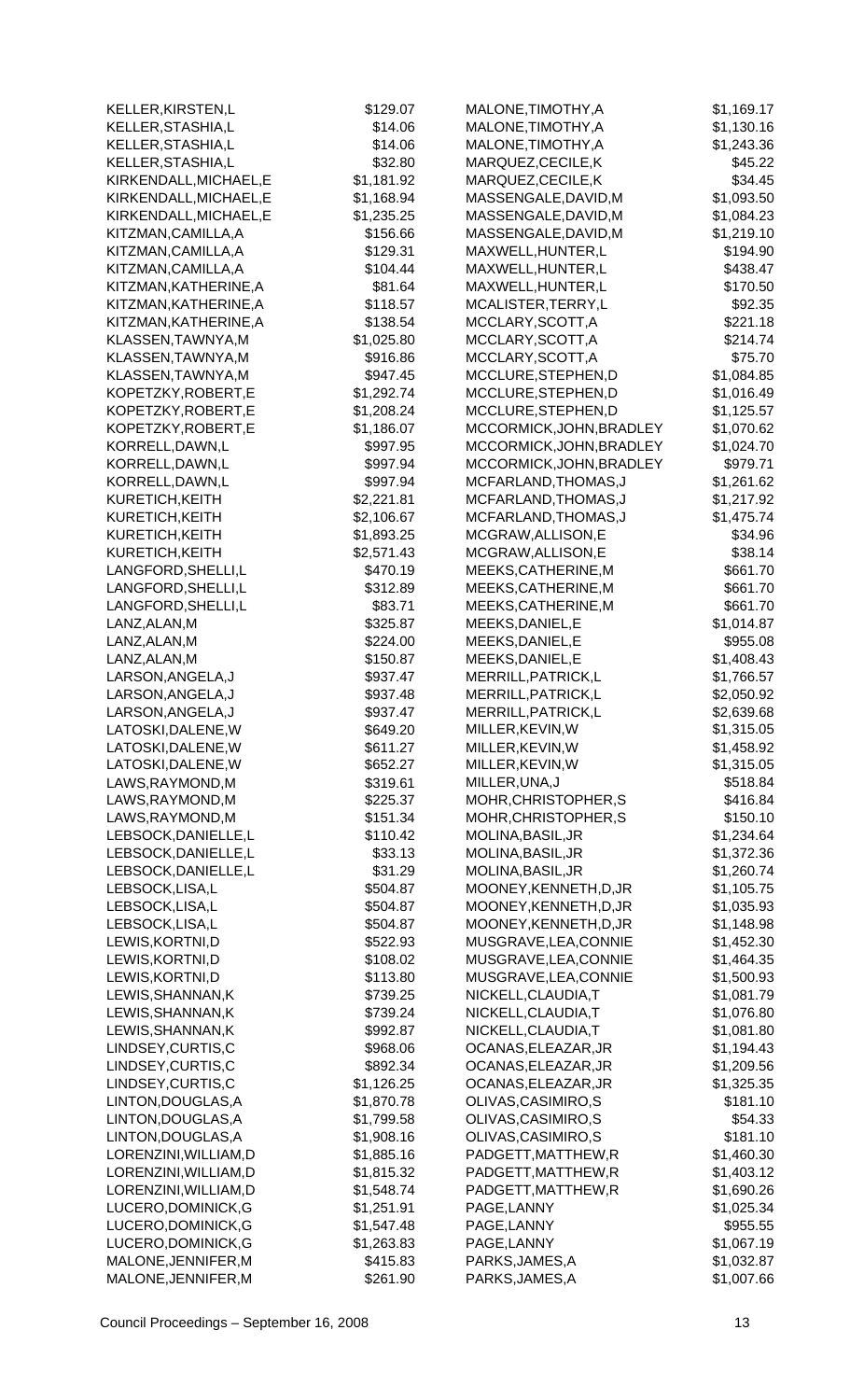| Name | Amount |
|---|---|
| KELLER,KIRSTEN,L | $129.07 |
| KELLER,STASHIA,L | $14.06 |
| KELLER,STASHIA,L | $14.06 |
| KELLER,STASHIA,L | $32.80 |
| KIRKENDALL,MICHAEL,E | $1,181.92 |
| KIRKENDALL,MICHAEL,E | $1,168.94 |
| KIRKENDALL,MICHAEL,E | $1,235.25 |
| KITZMAN,CAMILLA,A | $156.66 |
| KITZMAN,CAMILLA,A | $129.31 |
| KITZMAN,CAMILLA,A | $104.44 |
| KITZMAN,KATHERINE,A | $81.64 |
| KITZMAN,KATHERINE,A | $118.57 |
| KITZMAN,KATHERINE,A | $138.54 |
| KLASSEN,TAWNYA,M | $1,025.80 |
| KLASSEN,TAWNYA,M | $916.86 |
| KLASSEN,TAWNYA,M | $947.45 |
| KOPETZKY,ROBERT,E | $1,292.74 |
| KOPETZKY,ROBERT,E | $1,208.24 |
| KOPETZKY,ROBERT,E | $1,186.07 |
| KORRELL,DAWN,L | $997.95 |
| KORRELL,DAWN,L | $997.94 |
| KORRELL,DAWN,L | $997.94 |
| KURETICH,KEITH | $2,221.81 |
| KURETICH,KEITH | $2,106.67 |
| KURETICH,KEITH | $1,893.25 |
| KURETICH,KEITH | $2,571.43 |
| LANGFORD,SHELLI,L | $470.19 |
| LANGFORD,SHELLI,L | $312.89 |
| LANGFORD,SHELLI,L | $83.71 |
| LANZ,ALAN,M | $325.87 |
| LANZ,ALAN,M | $224.00 |
| LANZ,ALAN,M | $150.87 |
| LARSON,ANGELA,J | $937.47 |
| LARSON,ANGELA,J | $937.48 |
| LARSON,ANGELA,J | $937.47 |
| LATOSKI,DALENE,W | $649.20 |
| LATOSKI,DALENE,W | $611.27 |
| LATOSKI,DALENE,W | $652.27 |
| LAWS,RAYMOND,M | $319.61 |
| LAWS,RAYMOND,M | $225.37 |
| LAWS,RAYMOND,M | $151.34 |
| LEBSOCK,DANIELLE,L | $110.42 |
| LEBSOCK,DANIELLE,L | $33.13 |
| LEBSOCK,DANIELLE,L | $31.29 |
| LEBSOCK,LISA,L | $504.87 |
| LEBSOCK,LISA,L | $504.87 |
| LEBSOCK,LISA,L | $504.87 |
| LEWIS,KORTNI,D | $522.93 |
| LEWIS,KORTNI,D | $108.02 |
| LEWIS,KORTNI,D | $113.80 |
| LEWIS,SHANNAN,K | $739.25 |
| LEWIS,SHANNAN,K | $739.24 |
| LEWIS,SHANNAN,K | $992.87 |
| LINDSEY,CURTIS,C | $968.06 |
| LINDSEY,CURTIS,C | $892.34 |
| LINDSEY,CURTIS,C | $1,126.25 |
| LINTON,DOUGLAS,A | $1,870.78 |
| LINTON,DOUGLAS,A | $1,799.58 |
| LINTON,DOUGLAS,A | $1,908.16 |
| LORENZINI,WILLIAM,D | $1,885.16 |
| LORENZINI,WILLIAM,D | $1,815.32 |
| LORENZINI,WILLIAM,D | $1,548.74 |
| LUCERO,DOMINICK,G | $1,251.91 |
| LUCERO,DOMINICK,G | $1,547.48 |
| LUCERO,DOMINICK,G | $1,263.83 |
| MALONE,JENNIFER,M | $415.83 |
| MALONE,JENNIFER,M | $261.90 |
| MALONE,TIMOTHY,A | $1,169.17 |
| MALONE,TIMOTHY,A | $1,130.16 |
| MALONE,TIMOTHY,A | $1,243.36 |
| MARQUEZ,CECILE,K | $45.22 |
| MARQUEZ,CECILE,K | $34.45 |
| MASSENGALE,DAVID,M | $1,093.50 |
| MASSENGALE,DAVID,M | $1,084.23 |
| MASSENGALE,DAVID,M | $1,219.10 |
| MAXWELL,HUNTER,L | $194.90 |
| MAXWELL,HUNTER,L | $438.47 |
| MAXWELL,HUNTER,L | $170.50 |
| MCALISTER,TERRY,L | $92.35 |
| MCCLARY,SCOTT,A | $221.18 |
| MCCLARY,SCOTT,A | $214.74 |
| MCCLARY,SCOTT,A | $75.70 |
| MCCLURE,STEPHEN,D | $1,084.85 |
| MCCLURE,STEPHEN,D | $1,016.49 |
| MCCLURE,STEPHEN,D | $1,125.57 |
| MCCORMICK,JOHN,BRADLEY | $1,070.62 |
| MCCORMICK,JOHN,BRADLEY | $1,024.70 |
| MCCORMICK,JOHN,BRADLEY | $979.71 |
| MCFARLAND,THOMAS,J | $1,261.62 |
| MCFARLAND,THOMAS,J | $1,217.92 |
| MCFARLAND,THOMAS,J | $1,475.74 |
| MCGRAW,ALLISON,E | $34.96 |
| MCGRAW,ALLISON,E | $38.14 |
| MEEKS,CATHERINE,M | $661.70 |
| MEEKS,CATHERINE,M | $661.70 |
| MEEKS,CATHERINE,M | $661.70 |
| MEEKS,DANIEL,E | $1,014.87 |
| MEEKS,DANIEL,E | $955.08 |
| MEEKS,DANIEL,E | $1,408.43 |
| MERRILL,PATRICK,L | $1,766.57 |
| MERRILL,PATRICK,L | $2,050.92 |
| MERRILL,PATRICK,L | $2,639.68 |
| MILLER,KEVIN,W | $1,315.05 |
| MILLER,KEVIN,W | $1,458.92 |
| MILLER,KEVIN,W | $1,315.05 |
| MILLER,UNA,J | $518.84 |
| MOHR,CHRISTOPHER,S | $416.84 |
| MOHR,CHRISTOPHER,S | $150.10 |
| MOLINA,BASIL,JR | $1,234.64 |
| MOLINA,BASIL,JR | $1,372.36 |
| MOLINA,BASIL,JR | $1,260.74 |
| MOONEY,KENNETH,D,JR | $1,105.75 |
| MOONEY,KENNETH,D,JR | $1,035.93 |
| MOONEY,KENNETH,D,JR | $1,148.98 |
| MUSGRAVE,LEA,CONNIE | $1,452.30 |
| MUSGRAVE,LEA,CONNIE | $1,464.35 |
| MUSGRAVE,LEA,CONNIE | $1,500.93 |
| NICKELL,CLAUDIA,T | $1,081.79 |
| NICKELL,CLAUDIA,T | $1,076.80 |
| NICKELL,CLAUDIA,T | $1,081.80 |
| OCANAS,ELEAZAR,JR | $1,194.43 |
| OCANAS,ELEAZAR,JR | $1,209.56 |
| OCANAS,ELEAZAR,JR | $1,325.35 |
| OLIVAS,CASIMIRO,S | $181.10 |
| OLIVAS,CASIMIRO,S | $54.33 |
| OLIVAS,CASIMIRO,S | $181.10 |
| PADGETT,MATTHEW,R | $1,460.30 |
| PADGETT,MATTHEW,R | $1,403.12 |
| PADGETT,MATTHEW,R | $1,690.26 |
| PAGE,LANNY | $1,025.34 |
| PAGE,LANNY | $955.55 |
| PAGE,LANNY | $1,067.19 |
| PARKS,JAMES,A | $1,032.87 |
| PARKS,JAMES,A | $1,007.66 |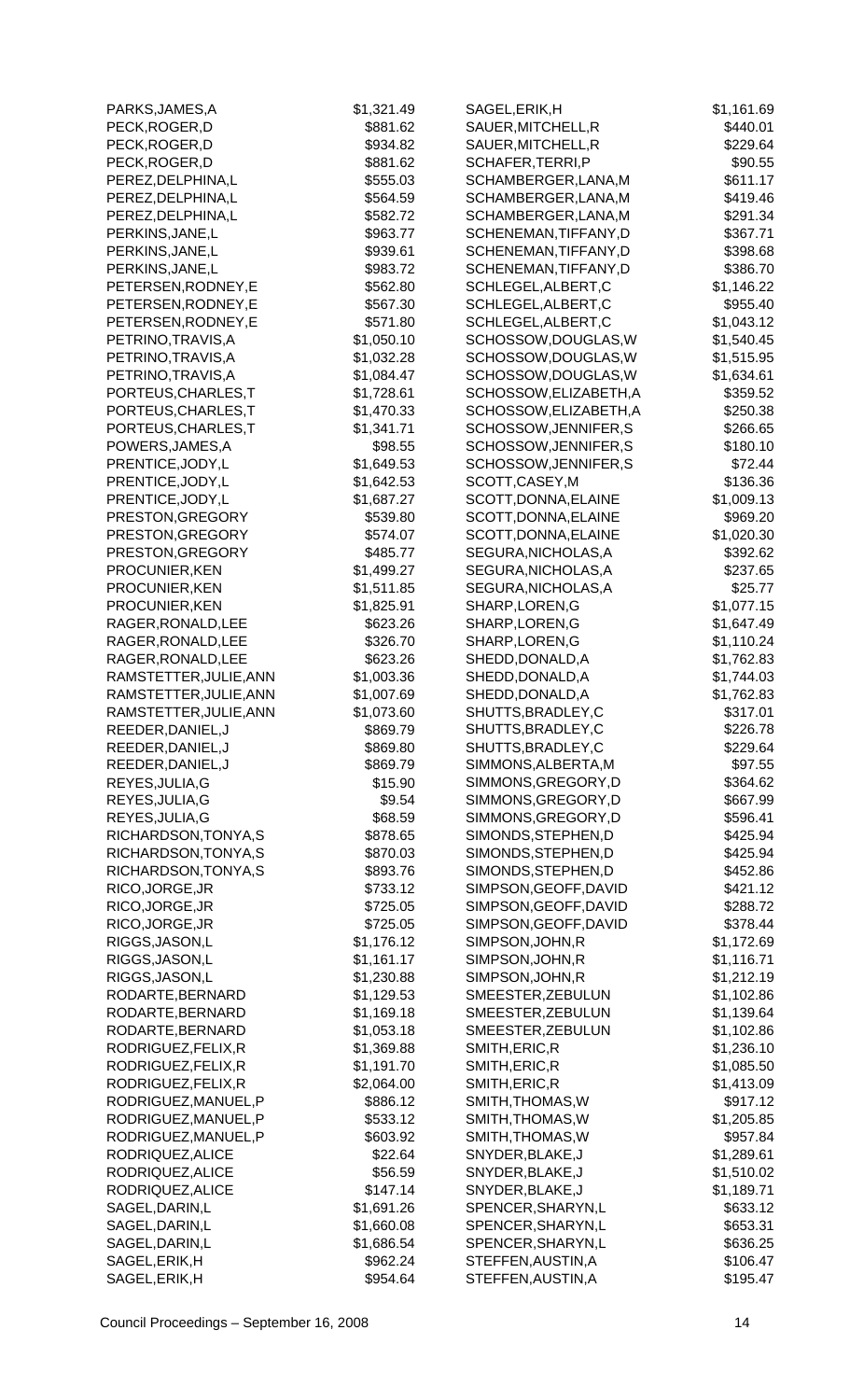| Name | Amount |
|---|---|
| PARKS,JAMES,A | $1,321.49 |
| PECK,ROGER,D | $881.62 |
| PECK,ROGER,D | $934.82 |
| PECK,ROGER,D | $881.62 |
| PEREZ,DELPHINA,L | $555.03 |
| PEREZ,DELPHINA,L | $564.59 |
| PEREZ,DELPHINA,L | $582.72 |
| PERKINS,JANE,L | $963.77 |
| PERKINS,JANE,L | $939.61 |
| PERKINS,JANE,L | $983.72 |
| PETERSEN,RODNEY,E | $562.80 |
| PETERSEN,RODNEY,E | $567.30 |
| PETERSEN,RODNEY,E | $571.80 |
| PETRINO,TRAVIS,A | $1,050.10 |
| PETRINO,TRAVIS,A | $1,032.28 |
| PETRINO,TRAVIS,A | $1,084.47 |
| PORTEUS,CHARLES,T | $1,728.61 |
| PORTEUS,CHARLES,T | $1,470.33 |
| PORTEUS,CHARLES,T | $1,341.71 |
| POWERS,JAMES,A | $98.55 |
| PRENTICE,JODY,L | $1,649.53 |
| PRENTICE,JODY,L | $1,642.53 |
| PRENTICE,JODY,L | $1,687.27 |
| PRESTON,GREGORY | $539.80 |
| PRESTON,GREGORY | $574.07 |
| PRESTON,GREGORY | $485.77 |
| PROCUNIER,KEN | $1,499.27 |
| PROCUNIER,KEN | $1,511.85 |
| PROCUNIER,KEN | $1,825.91 |
| RAGER,RONALD,LEE | $623.26 |
| RAGER,RONALD,LEE | $326.70 |
| RAGER,RONALD,LEE | $623.26 |
| RAMSTETTER,JULIE,ANN | $1,003.36 |
| RAMSTETTER,JULIE,ANN | $1,007.69 |
| RAMSTETTER,JULIE,ANN | $1,073.60 |
| REEDER,DANIEL,J | $869.79 |
| REEDER,DANIEL,J | $869.80 |
| REEDER,DANIEL,J | $869.79 |
| REYES,JULIA,G | $15.90 |
| REYES,JULIA,G | $9.54 |
| REYES,JULIA,G | $68.59 |
| RICHARDSON,TONYA,S | $878.65 |
| RICHARDSON,TONYA,S | $870.03 |
| RICHARDSON,TONYA,S | $893.76 |
| RICO,JORGE,JR | $733.12 |
| RICO,JORGE,JR | $725.05 |
| RICO,JORGE,JR | $725.05 |
| RIGGS,JASON,L | $1,176.12 |
| RIGGS,JASON,L | $1,161.17 |
| RIGGS,JASON,L | $1,230.88 |
| RODARTE,BERNARD | $1,129.53 |
| RODARTE,BERNARD | $1,169.18 |
| RODARTE,BERNARD | $1,053.18 |
| RODRIGUEZ,FELIX,R | $1,369.88 |
| RODRIGUEZ,FELIX,R | $1,191.70 |
| RODRIGUEZ,FELIX,R | $2,064.00 |
| RODRIGUEZ,MANUEL,P | $886.12 |
| RODRIGUEZ,MANUEL,P | $533.12 |
| RODRIGUEZ,MANUEL,P | $603.92 |
| RODRIQUEZ,ALICE | $22.64 |
| RODRIQUEZ,ALICE | $56.59 |
| RODRIQUEZ,ALICE | $147.14 |
| SAGEL,DARIN,L | $1,691.26 |
| SAGEL,DARIN,L | $1,660.08 |
| SAGEL,DARIN,L | $1,686.54 |
| SAGEL,ERIK,H | $962.24 |
| SAGEL,ERIK,H | $954.64 |
| SAGEL,ERIK,H | $1,161.69 |
| SAUER,MITCHELL,R | $440.01 |
| SAUER,MITCHELL,R | $229.64 |
| SCHAFER,TERRI,P | $90.55 |
| SCHAMBERGER,LANA,M | $611.17 |
| SCHAMBERGER,LANA,M | $419.46 |
| SCHAMBERGER,LANA,M | $291.34 |
| SCHENEMAN,TIFFANY,D | $367.71 |
| SCHENEMAN,TIFFANY,D | $398.68 |
| SCHENEMAN,TIFFANY,D | $386.70 |
| SCHLEGEL,ALBERT,C | $1,146.22 |
| SCHLEGEL,ALBERT,C | $955.40 |
| SCHLEGEL,ALBERT,C | $1,043.12 |
| SCHOSSOW,DOUGLAS,W | $1,540.45 |
| SCHOSSOW,DOUGLAS,W | $1,515.95 |
| SCHOSSOW,DOUGLAS,W | $1,634.61 |
| SCHOSSOW,ELIZABETH,A | $359.52 |
| SCHOSSOW,ELIZABETH,A | $250.38 |
| SCHOSSOW,JENNIFER,S | $266.65 |
| SCHOSSOW,JENNIFER,S | $180.10 |
| SCHOSSOW,JENNIFER,S | $72.44 |
| SCOTT,CASEY,M | $136.36 |
| SCOTT,DONNA,ELAINE | $1,009.13 |
| SCOTT,DONNA,ELAINE | $969.20 |
| SCOTT,DONNA,ELAINE | $1,020.30 |
| SEGURA,NICHOLAS,A | $392.62 |
| SEGURA,NICHOLAS,A | $237.65 |
| SEGURA,NICHOLAS,A | $25.77 |
| SHARP,LOREN,G | $1,077.15 |
| SHARP,LOREN,G | $1,647.49 |
| SHARP,LOREN,G | $1,110.24 |
| SHEDD,DONALD,A | $1,762.83 |
| SHEDD,DONALD,A | $1,744.03 |
| SHEDD,DONALD,A | $1,762.83 |
| SHUTTS,BRADLEY,C | $317.01 |
| SHUTTS,BRADLEY,C | $226.78 |
| SHUTTS,BRADLEY,C | $229.64 |
| SIMMONS,ALBERTA,M | $97.55 |
| SIMMONS,GREGORY,D | $364.62 |
| SIMMONS,GREGORY,D | $667.99 |
| SIMMONS,GREGORY,D | $596.41 |
| SIMONDS,STEPHEN,D | $425.94 |
| SIMONDS,STEPHEN,D | $425.94 |
| SIMONDS,STEPHEN,D | $452.86 |
| SIMPSON,GEOFF,DAVID | $421.12 |
| SIMPSON,GEOFF,DAVID | $288.72 |
| SIMPSON,GEOFF,DAVID | $378.44 |
| SIMPSON,JOHN,R | $1,172.69 |
| SIMPSON,JOHN,R | $1,116.71 |
| SIMPSON,JOHN,R | $1,212.19 |
| SMEESTER,ZEBULUN | $1,102.86 |
| SMEESTER,ZEBULUN | $1,139.64 |
| SMEESTER,ZEBULUN | $1,102.86 |
| SMITH,ERIC,R | $1,236.10 |
| SMITH,ERIC,R | $1,085.50 |
| SMITH,ERIC,R | $1,413.09 |
| SMITH,THOMAS,W | $917.12 |
| SMITH,THOMAS,W | $1,205.85 |
| SMITH,THOMAS,W | $957.84 |
| SNYDER,BLAKE,J | $1,289.61 |
| SNYDER,BLAKE,J | $1,510.02 |
| SNYDER,BLAKE,J | $1,189.71 |
| SPENCER,SHARYN,L | $633.12 |
| SPENCER,SHARYN,L | $653.31 |
| SPENCER,SHARYN,L | $636.25 |
| STEFFEN,AUSTIN,A | $106.47 |
| STEFFEN,AUSTIN,A | $195.47 |

Council Proceedings – September 16, 2008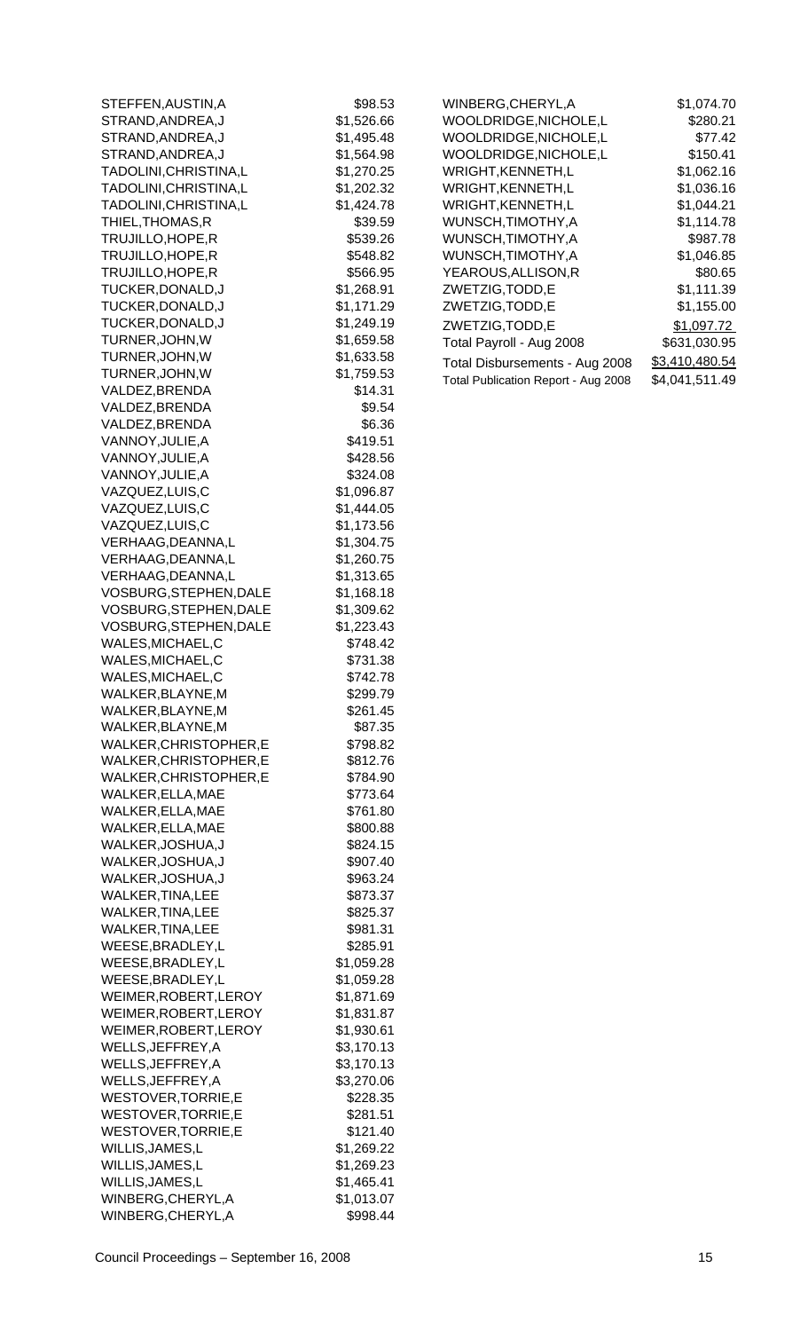| Name | Amount |
|---|---|
| STEFFEN,AUSTIN,A | $98.53 |
| STRAND,ANDREA,J | $1,526.66 |
| STRAND,ANDREA,J | $1,495.48 |
| STRAND,ANDREA,J | $1,564.98 |
| TADOLINI,CHRISTINA,L | $1,270.25 |
| TADOLINI,CHRISTINA,L | $1,202.32 |
| TADOLINI,CHRISTINA,L | $1,424.78 |
| THIEL,THOMAS,R | $39.59 |
| TRUJILLO,HOPE,R | $539.26 |
| TRUJILLO,HOPE,R | $548.82 |
| TRUJILLO,HOPE,R | $566.95 |
| TUCKER,DONALD,J | $1,268.91 |
| TUCKER,DONALD,J | $1,171.29 |
| TUCKER,DONALD,J | $1,249.19 |
| TURNER,JOHN,W | $1,659.58 |
| TURNER,JOHN,W | $1,633.58 |
| TURNER,JOHN,W | $1,759.53 |
| VALDEZ,BRENDA | $14.31 |
| VALDEZ,BRENDA | $9.54 |
| VALDEZ,BRENDA | $6.36 |
| VANNOY,JULIE,A | $419.51 |
| VANNOY,JULIE,A | $428.56 |
| VANNOY,JULIE,A | $324.08 |
| VAZQUEZ,LUIS,C | $1,096.87 |
| VAZQUEZ,LUIS,C | $1,444.05 |
| VAZQUEZ,LUIS,C | $1,173.56 |
| VERHAAG,DEANNA,L | $1,304.75 |
| VERHAAG,DEANNA,L | $1,260.75 |
| VERHAAG,DEANNA,L | $1,313.65 |
| VOSBURG,STEPHEN,DALE | $1,168.18 |
| VOSBURG,STEPHEN,DALE | $1,309.62 |
| VOSBURG,STEPHEN,DALE | $1,223.43 |
| WALES,MICHAEL,C | $748.42 |
| WALES,MICHAEL,C | $731.38 |
| WALES,MICHAEL,C | $742.78 |
| WALKER,BLAYNE,M | $299.79 |
| WALKER,BLAYNE,M | $261.45 |
| WALKER,BLAYNE,M | $87.35 |
| WALKER,CHRISTOPHER,E | $798.82 |
| WALKER,CHRISTOPHER,E | $812.76 |
| WALKER,CHRISTOPHER,E | $784.90 |
| WALKER,ELLA,MAE | $773.64 |
| WALKER,ELLA,MAE | $761.80 |
| WALKER,ELLA,MAE | $800.88 |
| WALKER,JOSHUA,J | $824.15 |
| WALKER,JOSHUA,J | $907.40 |
| WALKER,JOSHUA,J | $963.24 |
| WALKER,TINA,LEE | $873.37 |
| WALKER,TINA,LEE | $825.37 |
| WALKER,TINA,LEE | $981.31 |
| WEESE,BRADLEY,L | $285.91 |
| WEESE,BRADLEY,L | $1,059.28 |
| WEESE,BRADLEY,L | $1,059.28 |
| WEIMER,ROBERT,LEROY | $1,871.69 |
| WEIMER,ROBERT,LEROY | $1,831.87 |
| WEIMER,ROBERT,LEROY | $1,930.61 |
| WELLS,JEFFREY,A | $3,170.13 |
| WELLS,JEFFREY,A | $3,170.13 |
| WELLS,JEFFREY,A | $3,270.06 |
| WESTOVER,TORRIE,E | $228.35 |
| WESTOVER,TORRIE,E | $281.51 |
| WESTOVER,TORRIE,E | $121.40 |
| WILLIS,JAMES,L | $1,269.22 |
| WILLIS,JAMES,L | $1,269.23 |
| WILLIS,JAMES,L | $1,465.41 |
| WINBERG,CHERYL,A | $1,013.07 |
| WINBERG,CHERYL,A | $998.44 |
| WINBERG,CHERYL,A | $1,074.70 |
| WOOLDRIDGE,NICHOLE,L | $280.21 |
| WOOLDRIDGE,NICHOLE,L | $77.42 |
| WOOLDRIDGE,NICHOLE,L | $150.41 |
| WRIGHT,KENNETH,L | $1,062.16 |
| WRIGHT,KENNETH,L | $1,036.16 |
| WRIGHT,KENNETH,L | $1,044.21 |
| WUNSCH,TIMOTHY,A | $1,114.78 |
| WUNSCH,TIMOTHY,A | $987.78 |
| WUNSCH,TIMOTHY,A | $1,046.85 |
| YEAROUS,ALLISON,R | $80.65 |
| ZWETZIG,TODD,E | $1,111.39 |
| ZWETZIG,TODD,E | $1,155.00 |
| ZWETZIG,TODD,E | $1,097.72 |
| Total Payroll - Aug 2008 | $631,030.95 |
| Total Disbursements - Aug 2008 | $3,410,480.54 |
| Total Publication Report - Aug 2008 | $4,041,511.49 |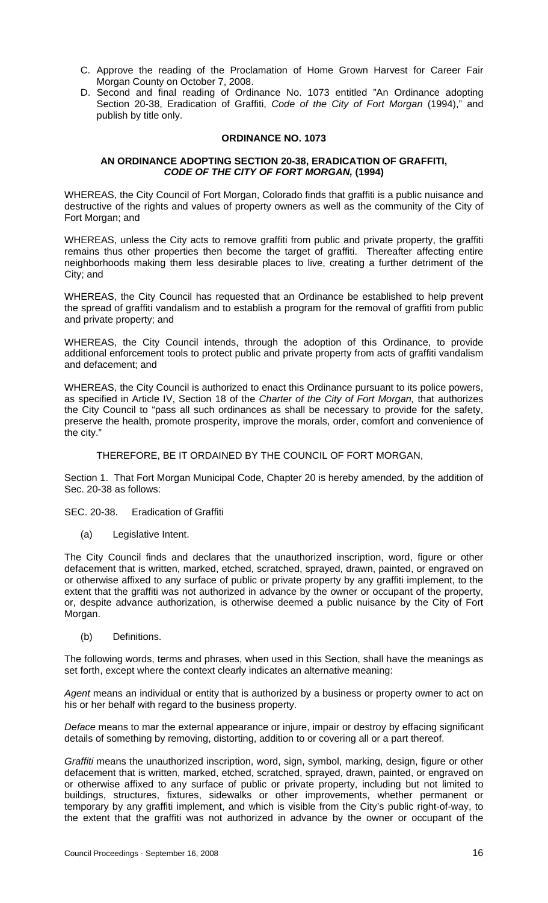C. Approve the reading of the Proclamation of Home Grown Harvest for Career Fair Morgan County on October 7, 2008.
D. Second and final reading of Ordinance No. 1073 entitled "An Ordinance adopting Section 20-38, Eradication of Graffiti, *Code of the City of Fort Morgan* (1994)," and publish by title only.

**ORDINANCE NO. 1073**

**AN ORDINANCE ADOPTING SECTION 20-38, ERADICATION OF GRAFFITI, *CODE OF THE CITY OF FORT MORGAN,* (1994)**

WHEREAS, the City Council of Fort Morgan, Colorado finds that graffiti is a public nuisance and destructive of the rights and values of property owners as well as the community of the City of Fort Morgan; and

WHEREAS, unless the City acts to remove graffiti from public and private property, the graffiti remains thus other properties then become the target of graffiti. Thereafter affecting entire neighborhoods making them less desirable places to live, creating a further detriment of the City; and

WHEREAS, the City Council has requested that an Ordinance be established to help prevent the spread of graffiti vandalism and to establish a program for the removal of graffiti from public and private property; and

WHEREAS, the City Council intends, through the adoption of this Ordinance, to provide additional enforcement tools to protect public and private property from acts of graffiti vandalism and defacement; and

WHEREAS, the City Council is authorized to enact this Ordinance pursuant to its police powers, as specified in Article IV, Section 18 of the *Charter of the City of Fort Morgan,* that authorizes the City Council to "pass all such ordinances as shall be necessary to provide for the safety, preserve the health, promote prosperity, improve the morals, order, comfort and convenience of the city."

THEREFORE, BE IT ORDAINED BY THE COUNCIL OF FORT MORGAN,

Section 1. That Fort Morgan Municipal Code, Chapter 20 is hereby amended, by the addition of Sec. 20-38 as follows:

SEC. 20-38. Eradication of Graffiti

(a) Legislative Intent.

The City Council finds and declares that the unauthorized inscription, word, figure or other defacement that is written, marked, etched, scratched, sprayed, drawn, painted, or engraved on or otherwise affixed to any surface of public or private property by any graffiti implement, to the extent that the graffiti was not authorized in advance by the owner or occupant of the property, or, despite advance authorization, is otherwise deemed a public nuisance by the City of Fort Morgan.

(b) Definitions.

The following words, terms and phrases, when used in this Section, shall have the meanings as set forth, except where the context clearly indicates an alternative meaning:

*Agent* means an individual or entity that is authorized by a business or property owner to act on his or her behalf with regard to the business property.

*Deface* means to mar the external appearance or injure, impair or destroy by effacing significant details of something by removing, distorting, addition to or covering all or a part thereof.

*Graffiti* means the unauthorized inscription, word, sign, symbol, marking, design, figure or other defacement that is written, marked, etched, scratched, sprayed, drawn, painted, or engraved on or otherwise affixed to any surface of public or private property, including but not limited to buildings, structures, fixtures, sidewalks or other improvements, whether permanent or temporary by any graffiti implement, and which is visible from the City's public right-of-way, to the extent that the graffiti was not authorized in advance by the owner or occupant of the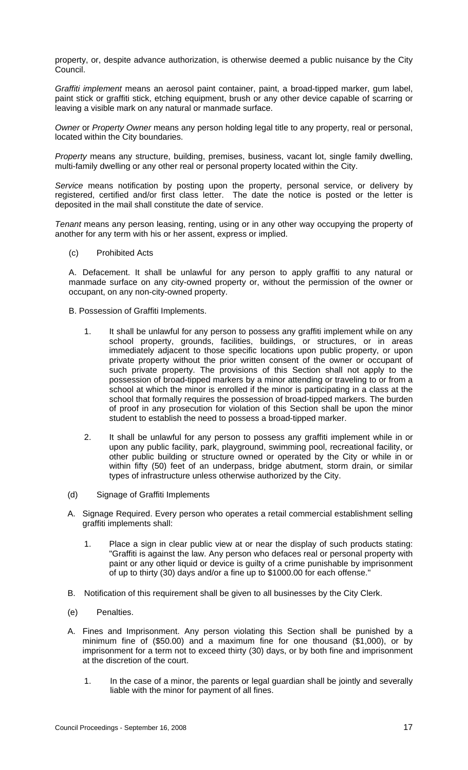property, or, despite advance authorization, is otherwise deemed a public nuisance by the City Council.

*Graffiti implement* means an aerosol paint container, paint, a broad-tipped marker, gum label, paint stick or graffiti stick, etching equipment, brush or any other device capable of scarring or leaving a visible mark on any natural or manmade surface.

*Owner* or *Property Owner* means any person holding legal title to any property, real or personal, located within the City boundaries.

*Property* means any structure, building, premises, business, vacant lot, single family dwelling, multi-family dwelling or any other real or personal property located within the City.

*Service* means notification by posting upon the property, personal service, or delivery by registered, certified and/or first class letter. The date the notice is posted or the letter is deposited in the mail shall constitute the date of service.

*Tenant* means any person leasing, renting, using or in any other way occupying the property of another for any term with his or her assent, express or implied.

(c) Prohibited Acts

A. Defacement. It shall be unlawful for any person to apply graffiti to any natural or manmade surface on any city-owned property or, without the permission of the owner or occupant, on any non-city-owned property.

B. Possession of Graffiti Implements.

1. It shall be unlawful for any person to possess any graffiti implement while on any school property, grounds, facilities, buildings, or structures, or in areas immediately adjacent to those specific locations upon public property, or upon private property without the prior written consent of the owner or occupant of such private property. The provisions of this Section shall not apply to the possession of broad-tipped markers by a minor attending or traveling to or from a school at which the minor is enrolled if the minor is participating in a class at the school that formally requires the possession of broad-tipped markers. The burden of proof in any prosecution for violation of this Section shall be upon the minor student to establish the need to possess a broad-tipped marker.

2. It shall be unlawful for any person to possess any graffiti implement while in or upon any public facility, park, playground, swimming pool, recreational facility, or other public building or structure owned or operated by the City or while in or within fifty (50) feet of an underpass, bridge abutment, storm drain, or similar types of infrastructure unless otherwise authorized by the City.

(d) Signage of Graffiti Implements

A. Signage Required. Every person who operates a retail commercial establishment selling graffiti implements shall:

1. Place a sign in clear public view at or near the display of such products stating: "Graffiti is against the law. Any person who defaces real or personal property with paint or any other liquid or device is guilty of a crime punishable by imprisonment of up to thirty (30) days and/or a fine up to $1000.00 for each offense."

B. Notification of this requirement shall be given to all businesses by the City Clerk.

(e) Penalties.

A. Fines and Imprisonment. Any person violating this Section shall be punished by a minimum fine of ($50.00) and a maximum fine for one thousand ($1,000), or by imprisonment for a term not to exceed thirty (30) days, or by both fine and imprisonment at the discretion of the court.

1. In the case of a minor, the parents or legal guardian shall be jointly and severally liable with the minor for payment of all fines.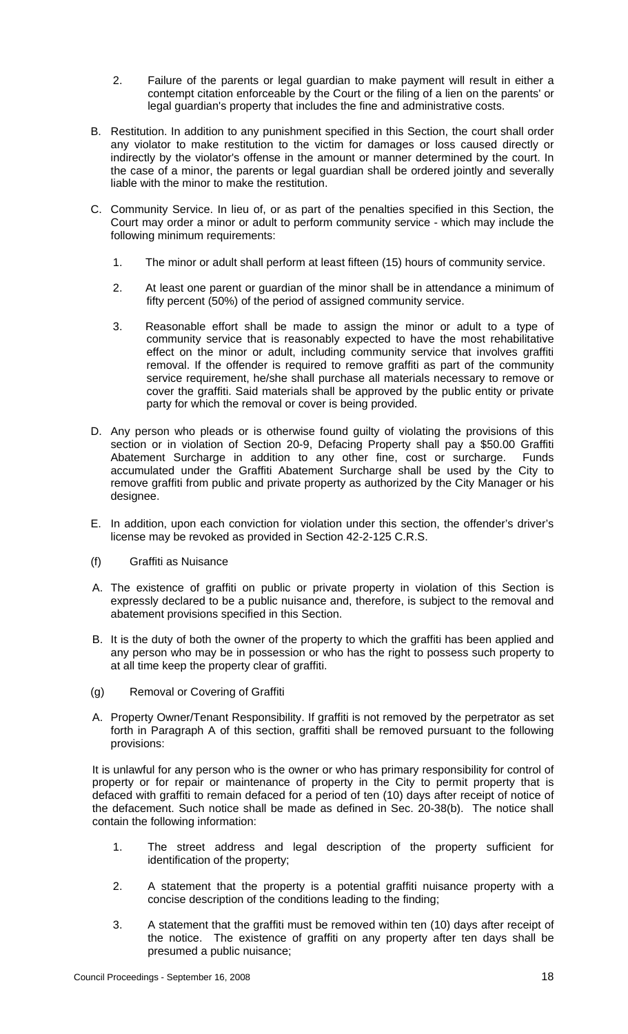2. Failure of the parents or legal guardian to make payment will result in either a contempt citation enforceable by the Court or the filing of a lien on the parents' or legal guardian's property that includes the fine and administrative costs.

B. Restitution. In addition to any punishment specified in this Section, the court shall order any violator to make restitution to the victim for damages or loss caused directly or indirectly by the violator's offense in the amount or manner determined by the court. In the case of a minor, the parents or legal guardian shall be ordered jointly and severally liable with the minor to make the restitution.

C. Community Service. In lieu of, or as part of the penalties specified in this Section, the Court may order a minor or adult to perform community service - which may include the following minimum requirements:

1. The minor or adult shall perform at least fifteen (15) hours of community service.

2. At least one parent or guardian of the minor shall be in attendance a minimum of fifty percent (50%) of the period of assigned community service.

3. Reasonable effort shall be made to assign the minor or adult to a type of community service that is reasonably expected to have the most rehabilitative effect on the minor or adult, including community service that involves graffiti removal. If the offender is required to remove graffiti as part of the community service requirement, he/she shall purchase all materials necessary to remove or cover the graffiti. Said materials shall be approved by the public entity or private party for which the removal or cover is being provided.

D. Any person who pleads or is otherwise found guilty of violating the provisions of this section or in violation of Section 20-9, Defacing Property shall pay a $50.00 Graffiti Abatement Surcharge in addition to any other fine, cost or surcharge. Funds accumulated under the Graffiti Abatement Surcharge shall be used by the City to remove graffiti from public and private property as authorized by the City Manager or his designee.

E. In addition, upon each conviction for violation under this section, the offender's driver's license may be revoked as provided in Section 42-2-125 C.R.S.

(f) Graffiti as Nuisance

A. The existence of graffiti on public or private property in violation of this Section is expressly declared to be a public nuisance and, therefore, is subject to the removal and abatement provisions specified in this Section.

B. It is the duty of both the owner of the property to which the graffiti has been applied and any person who may be in possession or who has the right to possess such property to at all time keep the property clear of graffiti.

(g) Removal or Covering of Graffiti

A. Property Owner/Tenant Responsibility. If graffiti is not removed by the perpetrator as set forth in Paragraph A of this section, graffiti shall be removed pursuant to the following provisions:

It is unlawful for any person who is the owner or who has primary responsibility for control of property or for repair or maintenance of property in the City to permit property that is defaced with graffiti to remain defaced for a period of ten (10) days after receipt of notice of the defacement. Such notice shall be made as defined in Sec. 20-38(b). The notice shall contain the following information:

1. The street address and legal description of the property sufficient for identification of the property;

2. A statement that the property is a potential graffiti nuisance property with a concise description of the conditions leading to the finding;

3. A statement that the graffiti must be removed within ten (10) days after receipt of the notice. The existence of graffiti on any property after ten days shall be presumed a public nuisance;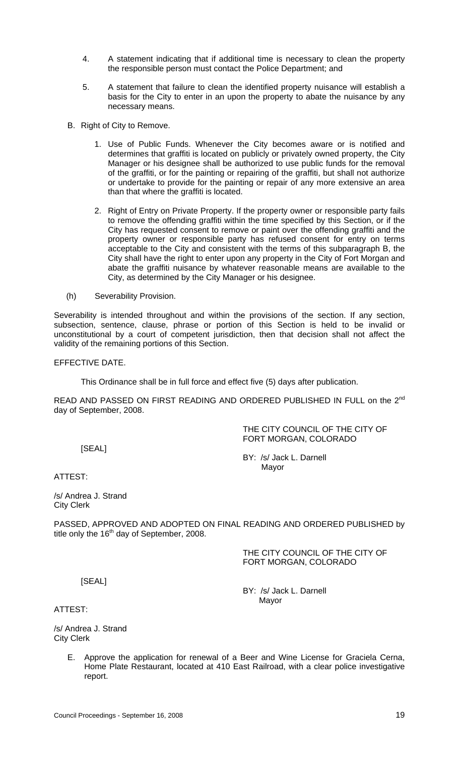4. A statement indicating that if additional time is necessary to clean the property the responsible person must contact the Police Department; and

5. A statement that failure to clean the identified property nuisance will establish a basis for the City to enter in an upon the property to abate the nuisance by any necessary means.

B. Right of City to Remove.

1. Use of Public Funds. Whenever the City becomes aware or is notified and determines that graffiti is located on publicly or privately owned property, the City Manager or his designee shall be authorized to use public funds for the removal of the graffiti, or for the painting or repairing of the graffiti, but shall not authorize or undertake to provide for the painting or repair of any more extensive an area than that where the graffiti is located.

2. Right of Entry on Private Property. If the property owner or responsible party fails to remove the offending graffiti within the time specified by this Section, or if the City has requested consent to remove or paint over the offending graffiti and the property owner or responsible party has refused consent for entry on terms acceptable to the City and consistent with the terms of this subparagraph B, the City shall have the right to enter upon any property in the City of Fort Morgan and abate the graffiti nuisance by whatever reasonable means are available to the City, as determined by the City Manager or his designee.

(h) Severability Provision.

Severability is intended throughout and within the provisions of the section. If any section, subsection, sentence, clause, phrase or portion of this Section is held to be invalid or unconstitutional by a court of competent jurisdiction, then that decision shall not affect the validity of the remaining portions of this Section.

EFFECTIVE DATE.

This Ordinance shall be in full force and effect five (5) days after publication.

READ AND PASSED ON FIRST READING AND ORDERED PUBLISHED IN FULL on the 2nd day of September, 2008.

THE CITY COUNCIL OF THE CITY OF FORT MORGAN, COLORADO

[SEAL]

BY: /s/ Jack L. Darnell
Mayor

ATTEST:

/s/ Andrea J. Strand
City Clerk

PASSED, APPROVED AND ADOPTED ON FINAL READING AND ORDERED PUBLISHED by title only the 16th day of September, 2008.

THE CITY COUNCIL OF THE CITY OF FORT MORGAN, COLORADO

[SEAL]

BY: /s/ Jack L. Darnell
Mayor

ATTEST:

/s/ Andrea J. Strand
City Clerk

E. Approve the application for renewal of a Beer and Wine License for Graciela Cerna, Home Plate Restaurant, located at 410 East Railroad, with a clear police investigative report.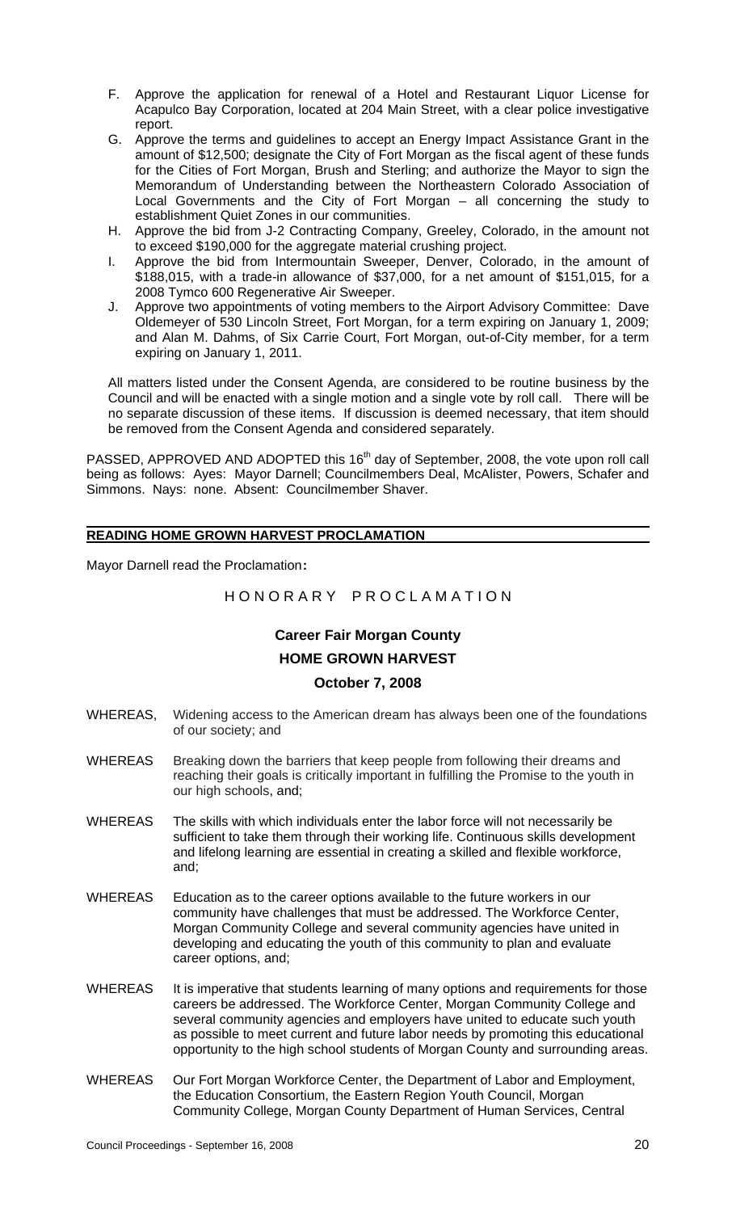F. Approve the application for renewal of a Hotel and Restaurant Liquor License for Acapulco Bay Corporation, located at 204 Main Street, with a clear police investigative report.

G. Approve the terms and guidelines to accept an Energy Impact Assistance Grant in the amount of $12,500; designate the City of Fort Morgan as the fiscal agent of these funds for the Cities of Fort Morgan, Brush and Sterling; and authorize the Mayor to sign the Memorandum of Understanding between the Northeastern Colorado Association of Local Governments and the City of Fort Morgan – all concerning the study to establishment Quiet Zones in our communities.

H. Approve the bid from J-2 Contracting Company, Greeley, Colorado, in the amount not to exceed $190,000 for the aggregate material crushing project.

I. Approve the bid from Intermountain Sweeper, Denver, Colorado, in the amount of $188,015, with a trade-in allowance of $37,000, for a net amount of $151,015, for a 2008 Tymco 600 Regenerative Air Sweeper.

J. Approve two appointments of voting members to the Airport Advisory Committee: Dave Oldemeyer of 530 Lincoln Street, Fort Morgan, for a term expiring on January 1, 2009; and Alan M. Dahms, of Six Carrie Court, Fort Morgan, out-of-City member, for a term expiring on January 1, 2011.

All matters listed under the Consent Agenda, are considered to be routine business by the Council and will be enacted with a single motion and a single vote by roll call. There will be no separate discussion of these items. If discussion is deemed necessary, that item should be removed from the Consent Agenda and considered separately.

PASSED, APPROVED AND ADOPTED this 16th day of September, 2008, the vote upon roll call being as follows: Ayes: Mayor Darnell; Councilmembers Deal, McAlister, Powers, Schafer and Simmons. Nays: none. Absent: Councilmember Shaver.

**READING HOME GROWN HARVEST PROCLAMATION**

Mayor Darnell read the Proclamation**:**

H O N O R A R Y   P R O C L A M A T I O N

**Career Fair Morgan County**

**HOME GROWN HARVEST**

**October 7, 2008**

WHEREAS, Widening access to the American dream has always been one of the foundations of our society; and

WHEREAS Breaking down the barriers that keep people from following their dreams and reaching their goals is critically important in fulfilling the Promise to the youth in our high schools, and;

WHEREAS The skills with which individuals enter the labor force will not necessarily be sufficient to take them through their working life. Continuous skills development and lifelong learning are essential in creating a skilled and flexible workforce, and;

WHEREAS Education as to the career options available to the future workers in our community have challenges that must be addressed. The Workforce Center, Morgan Community College and several community agencies have united in developing and educating the youth of this community to plan and evaluate career options, and;

WHEREAS It is imperative that students learning of many options and requirements for those careers be addressed. The Workforce Center, Morgan Community College and several community agencies and employers have united to educate such youth as possible to meet current and future labor needs by promoting this educational opportunity to the high school students of Morgan County and surrounding areas.

WHEREAS Our Fort Morgan Workforce Center, the Department of Labor and Employment, the Education Consortium, the Eastern Region Youth Council, Morgan Community College, Morgan County Department of Human Services, Central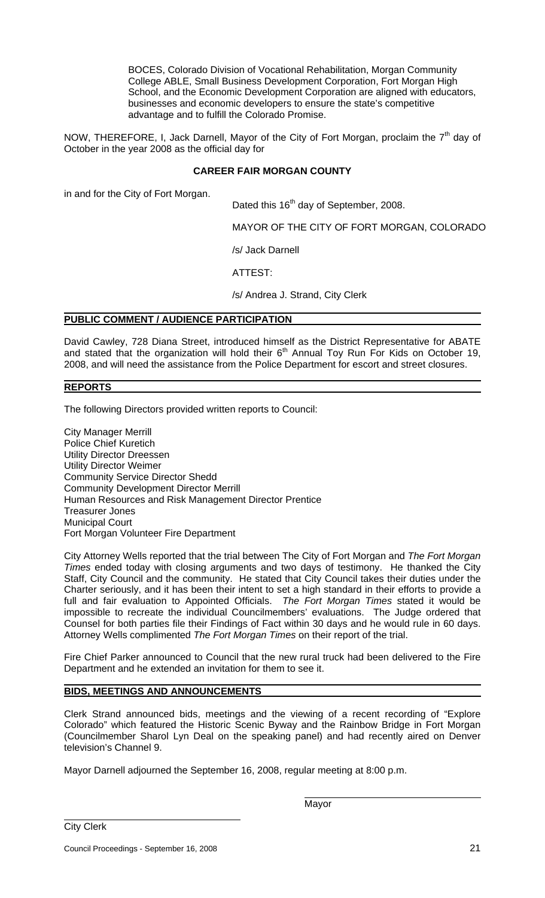BOCES, Colorado Division of Vocational Rehabilitation, Morgan Community College ABLE, Small Business Development Corporation, Fort Morgan High School, and the Economic Development Corporation are aligned with educators, businesses and economic developers to ensure the state's competitive advantage and to fulfill the Colorado Promise.

NOW, THEREFORE, I, Jack Darnell, Mayor of the City of Fort Morgan, proclaim the 7th day of October in the year 2008 as the official day for

**CAREER FAIR MORGAN COUNTY**

in and for the City of Fort Morgan.

Dated this 16th day of September, 2008.

MAYOR OF THE CITY OF FORT MORGAN, COLORADO

/s/ Jack Darnell

ATTEST:

/s/ Andrea J. Strand, City Clerk

## PUBLIC COMMENT / AUDIENCE PARTICIPATION

David Cawley, 728 Diana Street, introduced himself as the District Representative for ABATE and stated that the organization will hold their 6th Annual Toy Run For Kids on October 19, 2008, and will need the assistance from the Police Department for escort and street closures.

## REPORTS

The following Directors provided written reports to Council:

City Manager Merrill
Police Chief Kuretich
Utility Director Dreessen
Utility Director Weimer
Community Service Director Shedd
Community Development Director Merrill
Human Resources and Risk Management Director Prentice
Treasurer Jones
Municipal Court
Fort Morgan Volunteer Fire Department

City Attorney Wells reported that the trial between The City of Fort Morgan and *The Fort Morgan Times* ended today with closing arguments and two days of testimony. He thanked the City Staff, City Council and the community. He stated that City Council takes their duties under the Charter seriously, and it has been their intent to set a high standard in their efforts to provide a full and fair evaluation to Appointed Officials. *The Fort Morgan Times* stated it would be impossible to recreate the individual Councilmembers' evaluations. The Judge ordered that Counsel for both parties file their Findings of Fact within 30 days and he would rule in 60 days. Attorney Wells complimented *The Fort Morgan Times* on their report of the trial.

Fire Chief Parker announced to Council that the new rural truck had been delivered to the Fire Department and he extended an invitation for them to see it.

## BIDS, MEETINGS AND ANNOUNCEMENTS

Clerk Strand announced bids, meetings and the viewing of a recent recording of "Explore Colorado" which featured the Historic Scenic Byway and the Rainbow Bridge in Fort Morgan (Councilmember Sharol Lyn Deal on the speaking panel) and had recently aired on Denver television's Channel 9.

Mayor Darnell adjourned the September 16, 2008, regular meeting at 8:00 p.m.

Mayor

City Clerk